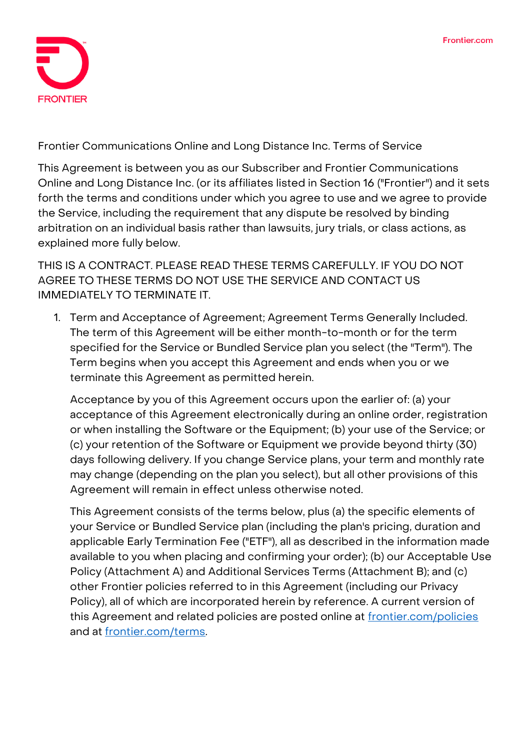# Frontier Communications Online and Long Distance Inc. Terms of Service

This Agreement is between you as our Subscriber and Frontier Communications Online and Long Distance Inc. (or its affiliates listed in Section 16 ("Frontier") and it sets forth the terms and conditions under which you agree to use and we agree to provide the Service, including the requirement that any dispute be resolved by binding arbitration on an individual basis rather than lawsuits, jury trials, or class actions, as explained more fully below.

THIS IS A CONTRACT. PLEASE READ THESE TERMS CAREFULLY. IF YOU DO NOT AGREE TO THESE TERMS DO NOT USE THE SERVICE AND CONTACT US IMMEDIATELY TO TERMINATE IT.

1. Term and Acceptance of Agreement; Agreement Terms Generally Included. The term of this Agreement will be either month-to-month or for the term specified for the Service or Bundled Service plan you select (the "Term"). The Term begins when you accept this Agreement and ends when you or we terminate this Agreement as permitted herein.

   Acceptance by you of this Agreement occurs upon the earlier of: (a) your acceptance of this Agreement electronically during an online order, registration or when installing the Software or the Equipment; (b) your use of the Service; or (c) your retention of the Software or Equipment we provide beyond thirty (30) days following delivery. If you change Service plans, your term and monthly rate may change (depending on the plan you select), but all other provisions of this Agreement will remain in effect unless otherwise noted.

   This Agreement consists of the terms below, plus (a) the specific elements of your Service or Bundled Service plan (including the plan's pricing, duration and applicable Early Termination Fee ("ETF"), all as described in the information made available to you when placing and confirming your order); (b) our Acceptable Use Policy (Attachment A) and Additional Services Terms (Attachment B); and (c) other Frontier policies referred to in this Agreement (including our Privacy Policy), all of which are incorporated herein by reference. A current version of this Agreement and related policies are posted online at [frontier.com/policies](frontier.com/policies) and at [frontier.com/terms](frontier.com/terms).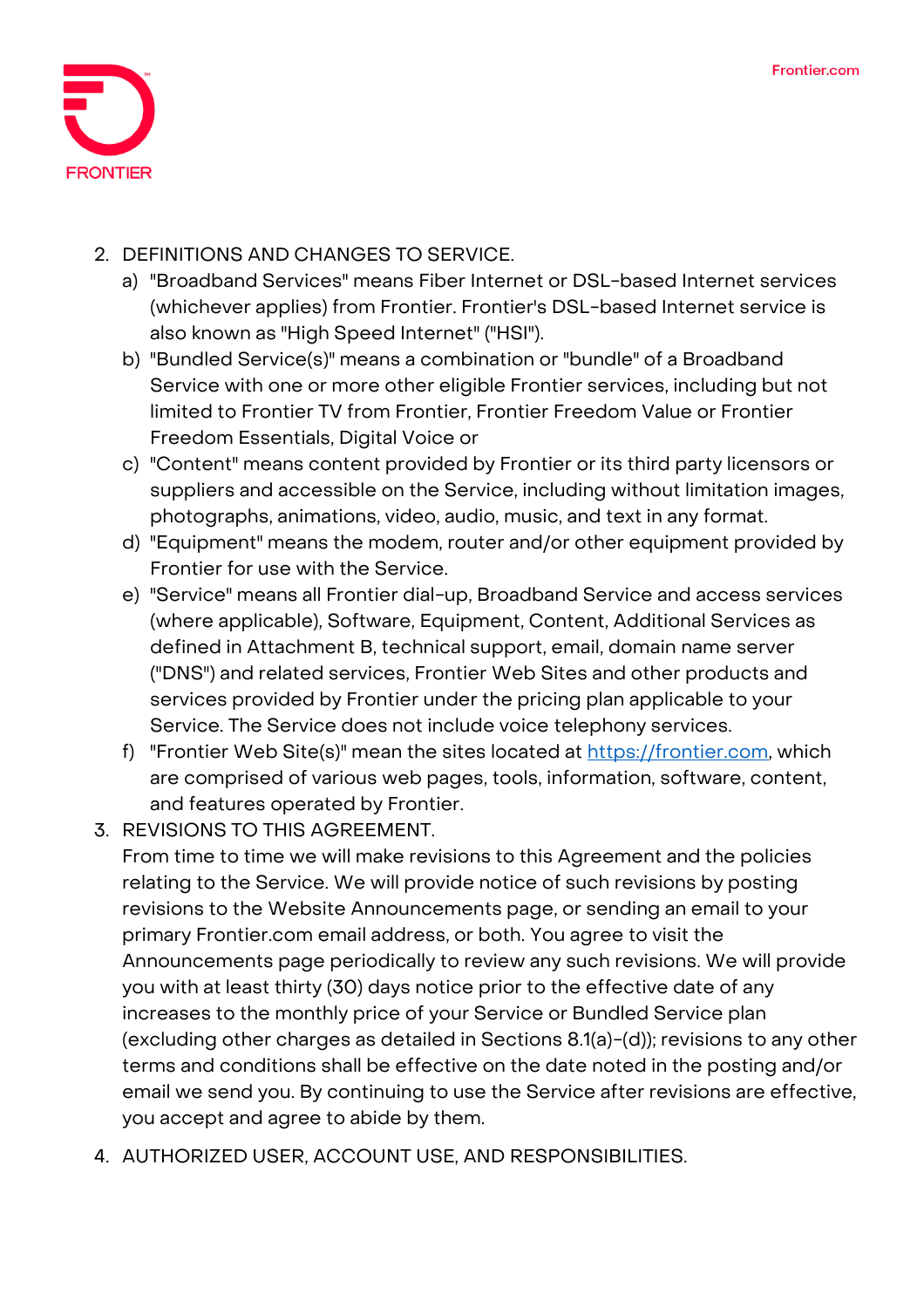2. DEFINITIONS AND CHANGES TO SERVICE.
   a) "Broadband Services" means Fiber Internet or DSL-based Internet services (whichever applies) from Frontier. Frontier's DSL-based Internet service is also known as "High Speed Internet" ("HSI").
   b) "Bundled Service(s)" means a combination or "bundle" of a Broadband Service with one or more other eligible Frontier services, including but not limited to Frontier TV from Frontier, Frontier Freedom Value or Frontier Freedom Essentials, Digital Voice or
   c) "Content" means content provided by Frontier or its third party licensors or suppliers and accessible on the Service, including without limitation images, photographs, animations, video, audio, music, and text in any format.
   d) "Equipment" means the modem, router and/or other equipment provided by Frontier for use with the Service.
   e) "Service" means all Frontier dial-up, Broadband Service and access services (where applicable), Software, Equipment, Content, Additional Services as defined in Attachment B, technical support, email, domain name server ("DNS") and related services, Frontier Web Sites and other products and services provided by Frontier under the pricing plan applicable to your Service. The Service does not include voice telephony services.
   f) "Frontier Web Site(s)" mean the sites located at [https://frontier.com](https://frontier.com), which are comprised of various web pages, tools, information, software, content, and features operated by Frontier.
3. REVISIONS TO THIS AGREEMENT.
   From time to time we will make revisions to this Agreement and the policies relating to the Service. We will provide notice of such revisions by posting revisions to the Website Announcements page, or sending an email to your primary Frontier.com email address, or both. You agree to visit the Announcements page periodically to review any such revisions. We will provide you with at least thirty (30) days notice prior to the effective date of any increases to the monthly price of your Service or Bundled Service plan (excluding other charges as detailed in Sections 8.1(a)-(d)); revisions to any other terms and conditions shall be effective on the date noted in the posting and/or email we send you. By continuing to use the Service after revisions are effective, you accept and agree to abide by them.
4. AUTHORIZED USER, ACCOUNT USE, AND RESPONSIBILITIES.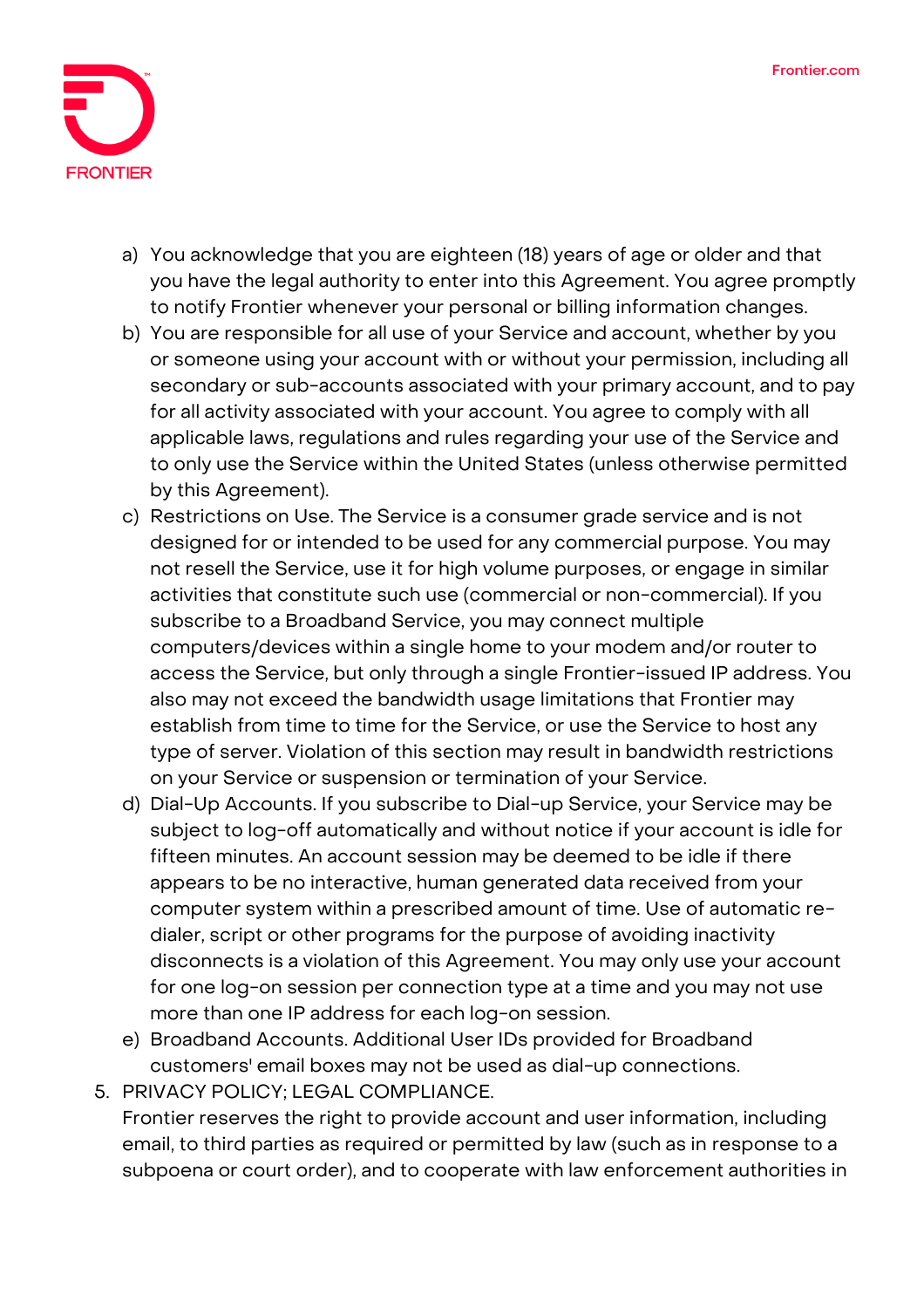a) You acknowledge that you are eighteen (18) years of age or older and that you have the legal authority to enter into this Agreement. You agree promptly to notify Frontier whenever your personal or billing information changes.
b) You are responsible for all use of your Service and account, whether by you or someone using your account with or without your permission, including all secondary or sub-accounts associated with your primary account, and to pay for all activity associated with your account. You agree to comply with all applicable laws, regulations and rules regarding your use of the Service and to only use the Service within the United States (unless otherwise permitted by this Agreement).
c) Restrictions on Use. The Service is a consumer grade service and is not designed for or intended to be used for any commercial purpose. You may not resell the Service, use it for high volume purposes, or engage in similar activities that constitute such use (commercial or non-commercial). If you subscribe to a Broadband Service, you may connect multiple computers/devices within a single home to your modem and/or router to access the Service, but only through a single Frontier-issued IP address. You also may not exceed the bandwidth usage limitations that Frontier may establish from time to time for the Service, or use the Service to host any type of server. Violation of this section may result in bandwidth restrictions on your Service or suspension or termination of your Service.
d) Dial-Up Accounts. If you subscribe to Dial-up Service, your Service may be subject to log-off automatically and without notice if your account is idle for fifteen minutes. An account session may be deemed to be idle if there appears to be no interactive, human generated data received from your computer system within a prescribed amount of time. Use of automatic re-dialer, script or other programs for the purpose of avoiding inactivity disconnects is a violation of this Agreement. You may only use your account for one log-on session per connection type at a time and you may not use more than one IP address for each log-on session.
e) Broadband Accounts. Additional User IDs provided for Broadband customers' email boxes may not be used as dial-up connections.

5. PRIVACY POLICY; LEGAL COMPLIANCE.
Frontier reserves the right to provide account and user information, including email, to third parties as required or permitted by law (such as in response to a subpoena or court order), and to cooperate with law enforcement authorities in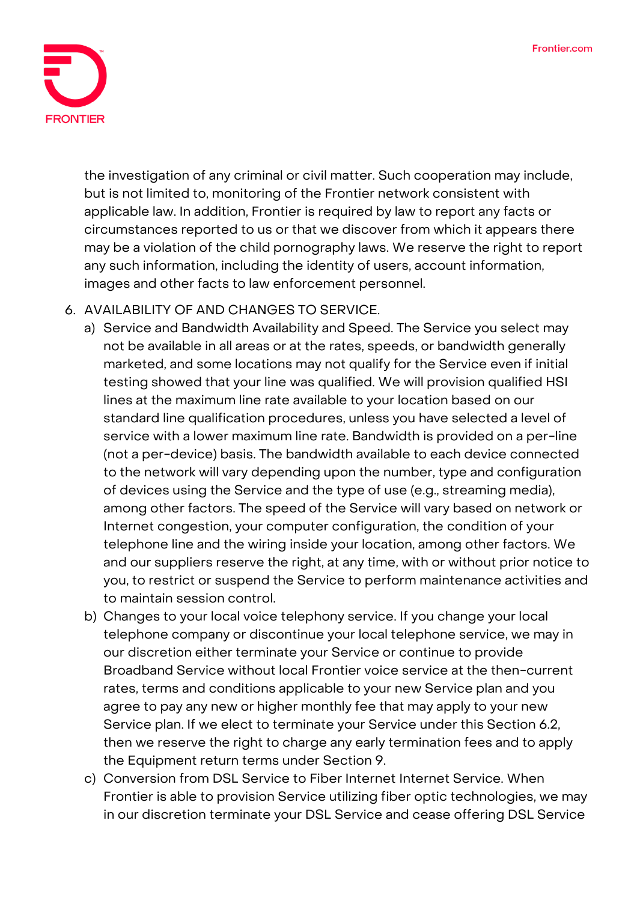the investigation of any criminal or civil matter. Such cooperation may include, but is not limited to, monitoring of the Frontier network consistent with applicable law. In addition, Frontier is required by law to report any facts or circumstances reported to us or that we discover from which it appears there may be a violation of the child pornography laws. We reserve the right to report any such information, including the identity of users, account information, images and other facts to law enforcement personnel.

6. AVAILABILITY OF AND CHANGES TO SERVICE.
   a) Service and Bandwidth Availability and Speed. The Service you select may not be available in all areas or at the rates, speeds, or bandwidth generally marketed, and some locations may not qualify for the Service even if initial testing showed that your line was qualified. We will provision qualified HSI lines at the maximum line rate available to your location based on our standard line qualification procedures, unless you have selected a level of service with a lower maximum line rate. Bandwidth is provided on a per-line (not a per-device) basis. The bandwidth available to each device connected to the network will vary depending upon the number, type and configuration of devices using the Service and the type of use (e.g., streaming media), among other factors. The speed of the Service will vary based on network or Internet congestion, your computer configuration, the condition of your telephone line and the wiring inside your location, among other factors. We and our suppliers reserve the right, at any time, with or without prior notice to you, to restrict or suspend the Service to perform maintenance activities and to maintain session control.
   b) Changes to your local voice telephony service. If you change your local telephone company or discontinue your local telephone service, we may in our discretion either terminate your Service or continue to provide Broadband Service without local Frontier voice service at the then-current rates, terms and conditions applicable to your new Service plan and you agree to pay any new or higher monthly fee that may apply to your new Service plan. If we elect to terminate your Service under this Section 6.2, then we reserve the right to charge any early termination fees and to apply the Equipment return terms under Section 9.
   c) Conversion from DSL Service to Fiber Internet Internet Service. When Frontier is able to provision Service utilizing fiber optic technologies, we may in our discretion terminate your DSL Service and cease offering DSL Service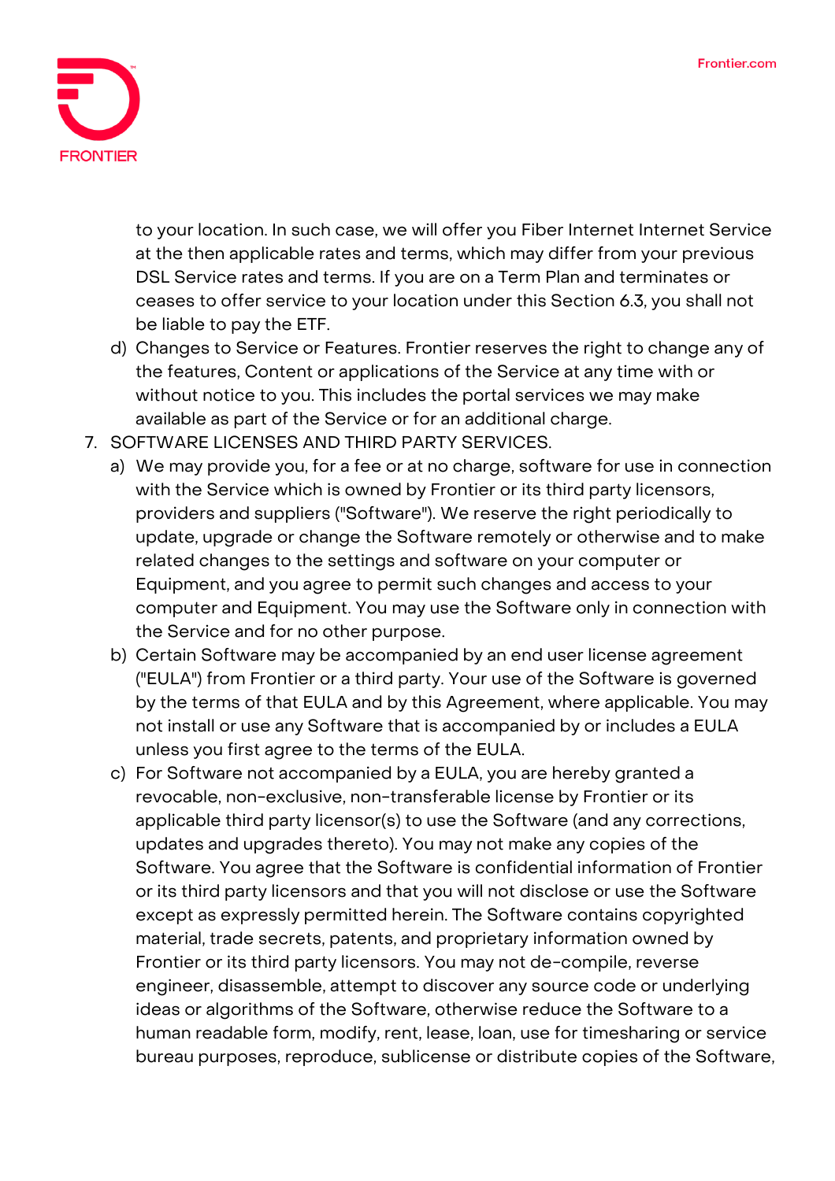to your location. In such case, we will offer you Fiber Internet Internet Service at the then applicable rates and terms, which may differ from your previous DSL Service rates and terms. If you are on a Term Plan and terminates or ceases to offer service to your location under this Section 6.3, you shall not be liable to pay the ETF.

d) Changes to Service or Features. Frontier reserves the right to change any of the features, Content or applications of the Service at any time with or without notice to you. This includes the portal services we may make available as part of the Service or for an additional charge.

7. SOFTWARE LICENSES AND THIRD PARTY SERVICES.

   a) We may provide you, for a fee or at no charge, software for use in connection with the Service which is owned by Frontier or its third party licensors, providers and suppliers ("Software"). We reserve the right periodically to update, upgrade or change the Software remotely or otherwise and to make related changes to the settings and software on your computer or Equipment, and you agree to permit such changes and access to your computer and Equipment. You may use the Software only in connection with the Service and for no other purpose.

   b) Certain Software may be accompanied by an end user license agreement ("EULA") from Frontier or a third party. Your use of the Software is governed by the terms of that EULA and by this Agreement, where applicable. You may not install or use any Software that is accompanied by or includes a EULA unless you first agree to the terms of the EULA.

   c) For Software not accompanied by a EULA, you are hereby granted a revocable, non-exclusive, non-transferable license by Frontier or its applicable third party licensor(s) to use the Software (and any corrections, updates and upgrades thereto). You may not make any copies of the Software. You agree that the Software is confidential information of Frontier or its third party licensors and that you will not disclose or use the Software except as expressly permitted herein. The Software contains copyrighted material, trade secrets, patents, and proprietary information owned by Frontier or its third party licensors. You may not de-compile, reverse engineer, disassemble, attempt to discover any source code or underlying ideas or algorithms of the Software, otherwise reduce the Software to a human readable form, modify, rent, lease, loan, use for timesharing or service bureau purposes, reproduce, sublicense or distribute copies of the Software,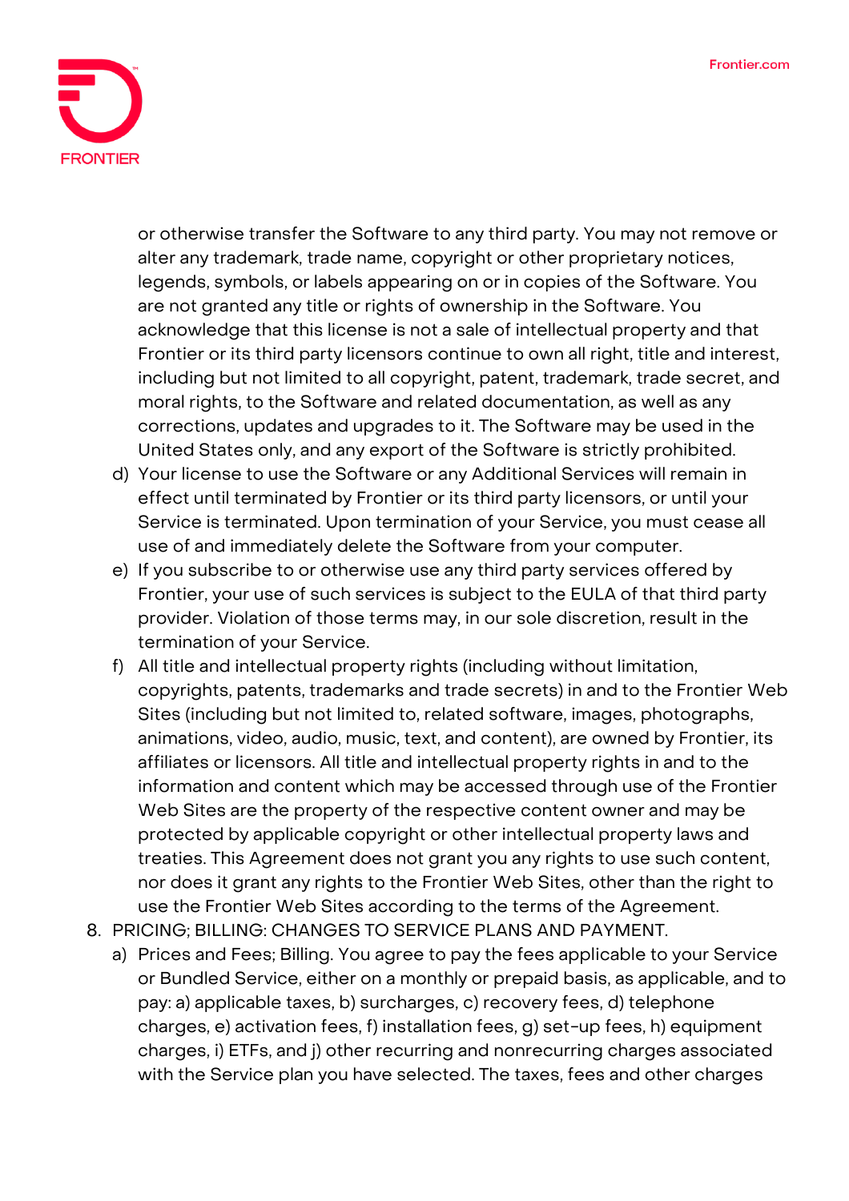or otherwise transfer the Software to any third party. You may not remove or alter any trademark, trade name, copyright or other proprietary notices, legends, symbols, or labels appearing on or in copies of the Software. You are not granted any title or rights of ownership in the Software. You acknowledge that this license is not a sale of intellectual property and that Frontier or its third party licensors continue to own all right, title and interest, including but not limited to all copyright, patent, trademark, trade secret, and moral rights, to the Software and related documentation, as well as any corrections, updates and upgrades to it. The Software may be used in the United States only, and any export of the Software is strictly prohibited.

d) Your license to use the Software or any Additional Services will remain in effect until terminated by Frontier or its third party licensors, or until your Service is terminated. Upon termination of your Service, you must cease all use of and immediately delete the Software from your computer.

e) If you subscribe to or otherwise use any third party services offered by Frontier, your use of such services is subject to the EULA of that third party provider. Violation of those terms may, in our sole discretion, result in the termination of your Service.

f) All title and intellectual property rights (including without limitation, copyrights, patents, trademarks and trade secrets) in and to the Frontier Web Sites (including but not limited to, related software, images, photographs, animations, video, audio, music, text, and content), are owned by Frontier, its affiliates or licensors. All title and intellectual property rights in and to the information and content which may be accessed through use of the Frontier Web Sites are the property of the respective content owner and may be protected by applicable copyright or other intellectual property laws and treaties. This Agreement does not grant you any rights to use such content, nor does it grant any rights to the Frontier Web Sites, other than the right to use the Frontier Web Sites according to the terms of the Agreement.

8. PRICING; BILLING: CHANGES TO SERVICE PLANS AND PAYMENT.

a) Prices and Fees; Billing. You agree to pay the fees applicable to your Service or Bundled Service, either on a monthly or prepaid basis, as applicable, and to pay: a) applicable taxes, b) surcharges, c) recovery fees, d) telephone charges, e) activation fees, f) installation fees, g) set-up fees, h) equipment charges, i) ETFs, and j) other recurring and nonrecurring charges associated with the Service plan you have selected. The taxes, fees and other charges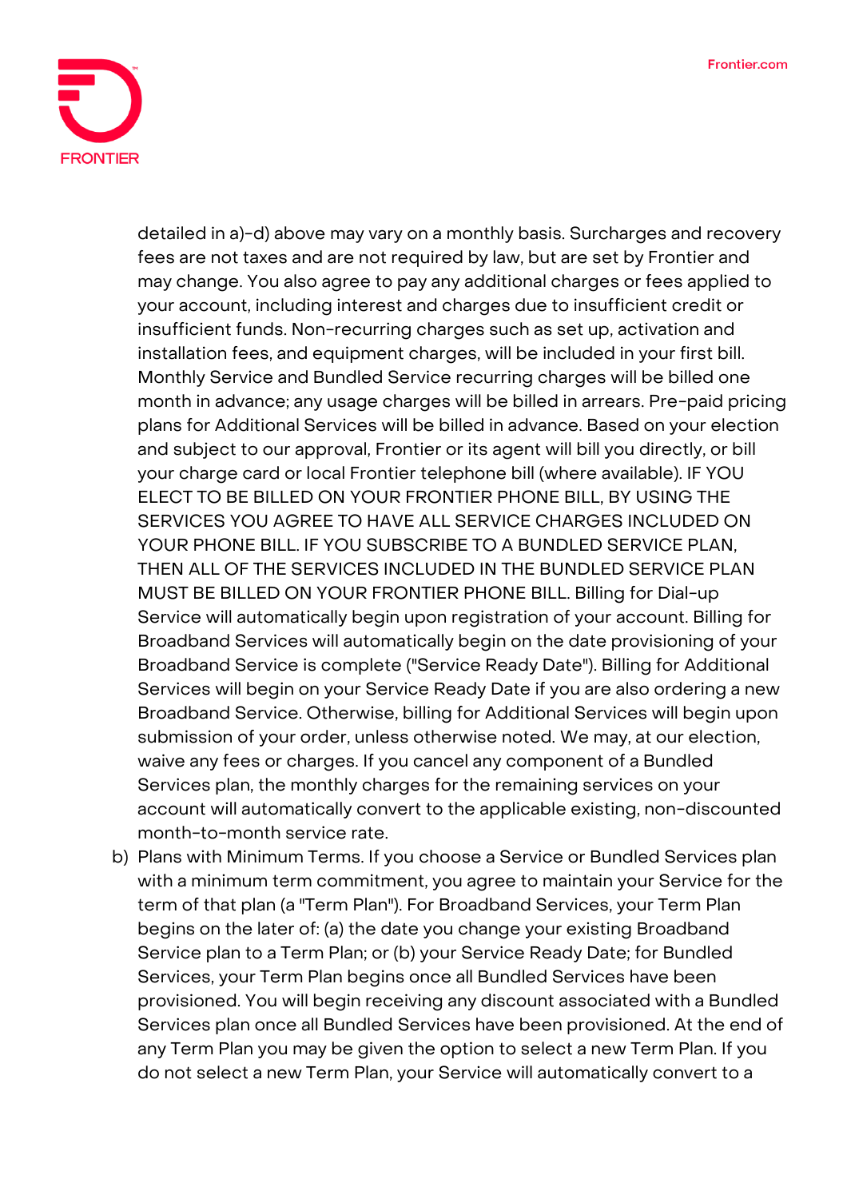detailed in a)-d) above may vary on a monthly basis. Surcharges and recovery fees are not taxes and are not required by law, but are set by Frontier and may change. You also agree to pay any additional charges or fees applied to your account, including interest and charges due to insufficient credit or insufficient funds. Non-recurring charges such as set up, activation and installation fees, and equipment charges, will be included in your first bill. Monthly Service and Bundled Service recurring charges will be billed one month in advance; any usage charges will be billed in arrears. Pre-paid pricing plans for Additional Services will be billed in advance. Based on your election and subject to our approval, Frontier or its agent will bill you directly, or bill your charge card or local Frontier telephone bill (where available). IF YOU ELECT TO BE BILLED ON YOUR FRONTIER PHONE BILL, BY USING THE SERVICES YOU AGREE TO HAVE ALL SERVICE CHARGES INCLUDED ON YOUR PHONE BILL. IF YOU SUBSCRIBE TO A BUNDLED SERVICE PLAN, THEN ALL OF THE SERVICES INCLUDED IN THE BUNDLED SERVICE PLAN MUST BE BILLED ON YOUR FRONTIER PHONE BILL. Billing for Dial-up Service will automatically begin upon registration of your account. Billing for Broadband Services will automatically begin on the date provisioning of your Broadband Service is complete ("Service Ready Date"). Billing for Additional Services will begin on your Service Ready Date if you are also ordering a new Broadband Service. Otherwise, billing for Additional Services will begin upon submission of your order, unless otherwise noted. We may, at our election, waive any fees or charges. If you cancel any component of a Bundled Services plan, the monthly charges for the remaining services on your account will automatically convert to the applicable existing, non-discounted month-to-month service rate.

b) Plans with Minimum Terms. If you choose a Service or Bundled Services plan with a minimum term commitment, you agree to maintain your Service for the term of that plan (a "Term Plan"). For Broadband Services, your Term Plan begins on the later of: (a) the date you change your existing Broadband Service plan to a Term Plan; or (b) your Service Ready Date; for Bundled Services, your Term Plan begins once all Bundled Services have been provisioned. You will begin receiving any discount associated with a Bundled Services plan once all Bundled Services have been provisioned. At the end of any Term Plan you may be given the option to select a new Term Plan. If you do not select a new Term Plan, your Service will automatically convert to a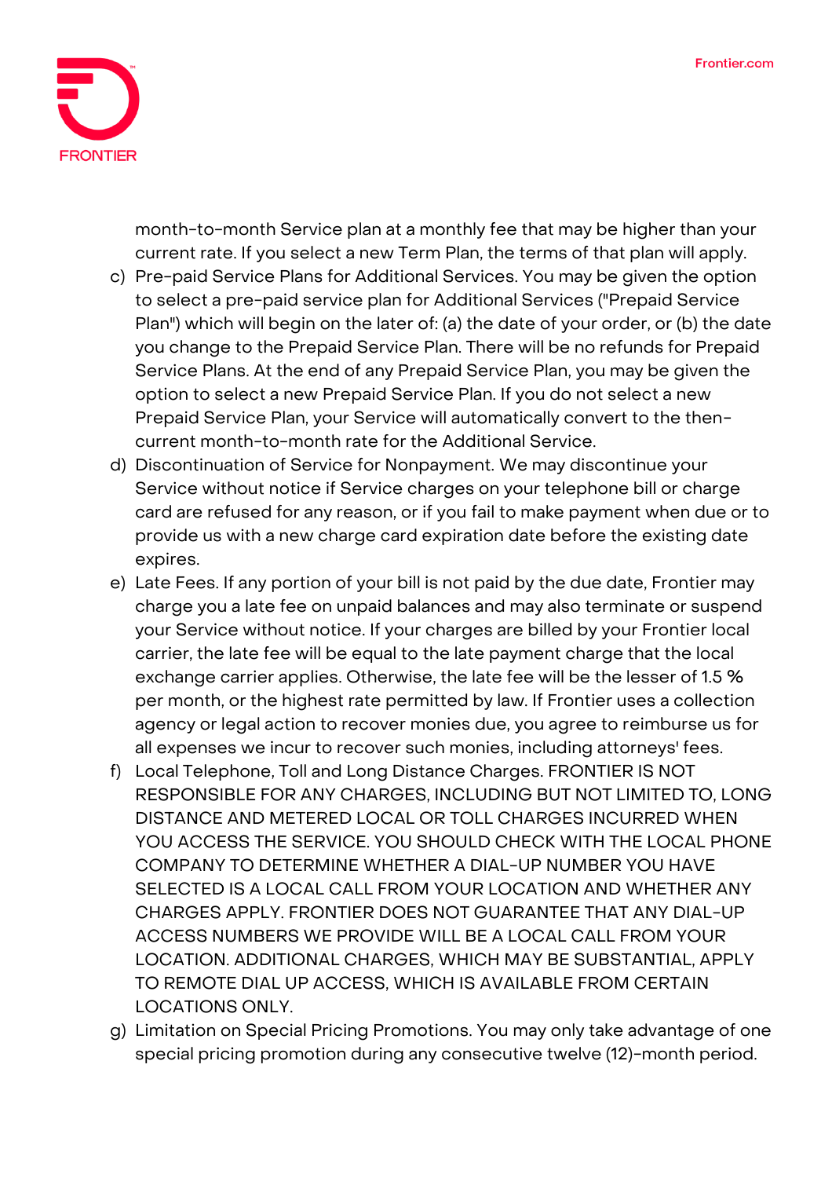month-to-month Service plan at a monthly fee that may be higher than your current rate. If you select a new Term Plan, the terms of that plan will apply.

c) Pre-paid Service Plans for Additional Services. You may be given the option to select a pre-paid service plan for Additional Services ("Prepaid Service Plan") which will begin on the later of: (a) the date of your order, or (b) the date you change to the Prepaid Service Plan. There will be no refunds for Prepaid Service Plans. At the end of any Prepaid Service Plan, you may be given the option to select a new Prepaid Service Plan. If you do not select a new Prepaid Service Plan, your Service will automatically convert to the then-current month-to-month rate for the Additional Service.

d) Discontinuation of Service for Nonpayment. We may discontinue your Service without notice if Service charges on your telephone bill or charge card are refused for any reason, or if you fail to make payment when due or to provide us with a new charge card expiration date before the existing date expires.

e) Late Fees. If any portion of your bill is not paid by the due date, Frontier may charge you a late fee on unpaid balances and may also terminate or suspend your Service without notice. If your charges are billed by your Frontier local carrier, the late fee will be equal to the late payment charge that the local exchange carrier applies. Otherwise, the late fee will be the lesser of 1.5 % per month, or the highest rate permitted by law. If Frontier uses a collection agency or legal action to recover monies due, you agree to reimburse us for all expenses we incur to recover such monies, including attorneys' fees.

f) Local Telephone, Toll and Long Distance Charges. FRONTIER IS NOT RESPONSIBLE FOR ANY CHARGES, INCLUDING BUT NOT LIMITED TO, LONG DISTANCE AND METERED LOCAL OR TOLL CHARGES INCURRED WHEN YOU ACCESS THE SERVICE. YOU SHOULD CHECK WITH THE LOCAL PHONE COMPANY TO DETERMINE WHETHER A DIAL-UP NUMBER YOU HAVE SELECTED IS A LOCAL CALL FROM YOUR LOCATION AND WHETHER ANY CHARGES APPLY. FRONTIER DOES NOT GUARANTEE THAT ANY DIAL-UP ACCESS NUMBERS WE PROVIDE WILL BE A LOCAL CALL FROM YOUR LOCATION. ADDITIONAL CHARGES, WHICH MAY BE SUBSTANTIAL, APPLY TO REMOTE DIAL UP ACCESS, WHICH IS AVAILABLE FROM CERTAIN LOCATIONS ONLY.

g) Limitation on Special Pricing Promotions. You may only take advantage of one special pricing promotion during any consecutive twelve (12)-month period.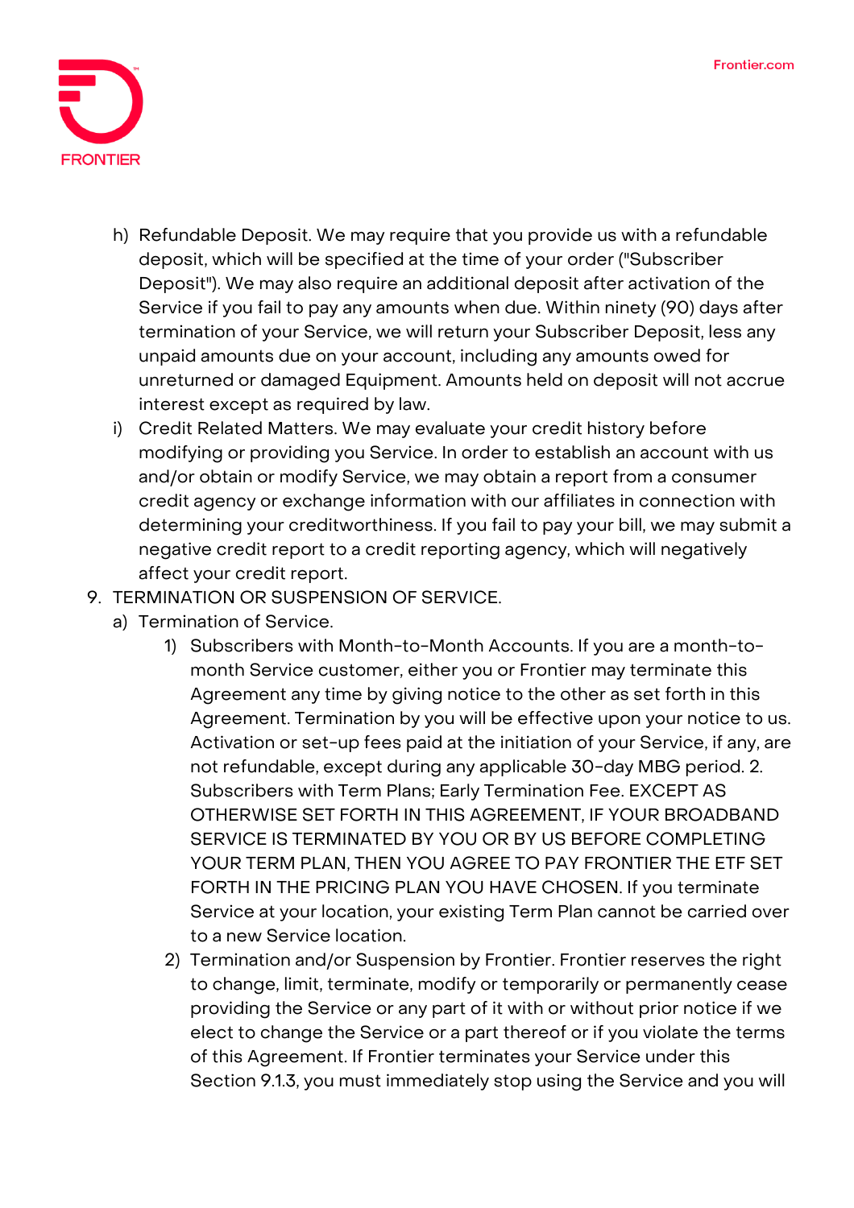h) Refundable Deposit. We may require that you provide us with a refundable deposit, which will be specified at the time of your order ("Subscriber Deposit"). We may also require an additional deposit after activation of the Service if you fail to pay any amounts when due. Within ninety (90) days after termination of your Service, we will return your Subscriber Deposit, less any unpaid amounts due on your account, including any amounts owed for unreturned or damaged Equipment. Amounts held on deposit will not accrue interest except as required by law.

i) Credit Related Matters. We may evaluate your credit history before modifying or providing you Service. In order to establish an account with us and/or obtain or modify Service, we may obtain a report from a consumer credit agency or exchange information with our affiliates in connection with determining your creditworthiness. If you fail to pay your bill, we may submit a negative credit report to a credit reporting agency, which will negatively affect your credit report.

9. TERMINATION OR SUSPENSION OF SERVICE.

   a) Termination of Service.

      1) Subscribers with Month-to-Month Accounts. If you are a month-to-month Service customer, either you or Frontier may terminate this Agreement any time by giving notice to the other as set forth in this Agreement. Termination by you will be effective upon your notice to us. Activation or set-up fees paid at the initiation of your Service, if any, are not refundable, except during any applicable 30-day MBG period. 2. Subscribers with Term Plans; Early Termination Fee. EXCEPT AS OTHERWISE SET FORTH IN THIS AGREEMENT, IF YOUR BROADBAND SERVICE IS TERMINATED BY YOU OR BY US BEFORE COMPLETING YOUR TERM PLAN, THEN YOU AGREE TO PAY FRONTIER THE ETF SET FORTH IN THE PRICING PLAN YOU HAVE CHOSEN. If you terminate Service at your location, your existing Term Plan cannot be carried over to a new Service location.

      2) Termination and/or Suspension by Frontier. Frontier reserves the right to change, limit, terminate, modify or temporarily or permanently cease providing the Service or any part of it with or without prior notice if we elect to change the Service or a part thereof or if you violate the terms of this Agreement. If Frontier terminates your Service under this Section 9.1.3, you must immediately stop using the Service and you will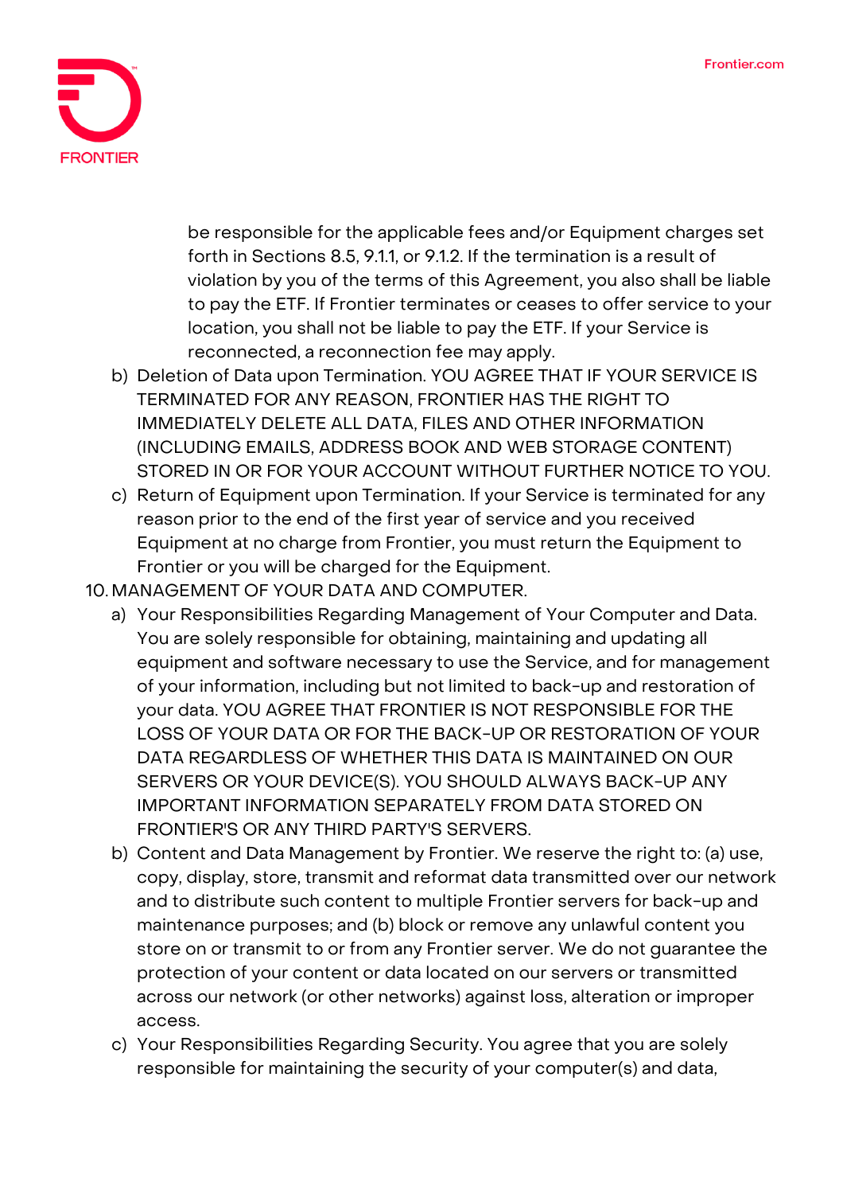be responsible for the applicable fees and/or Equipment charges set forth in Sections 8.5, 9.1.1, or 9.1.2. If the termination is a result of violation by you of the terms of this Agreement, you also shall be liable to pay the ETF. If Frontier terminates or ceases to offer service to your location, you shall not be liable to pay the ETF. If your Service is reconnected, a reconnection fee may apply.

b) Deletion of Data upon Termination. YOU AGREE THAT IF YOUR SERVICE IS TERMINATED FOR ANY REASON, FRONTIER HAS THE RIGHT TO IMMEDIATELY DELETE ALL DATA, FILES AND OTHER INFORMATION (INCLUDING EMAILS, ADDRESS BOOK AND WEB STORAGE CONTENT) STORED IN OR FOR YOUR ACCOUNT WITHOUT FURTHER NOTICE TO YOU.

c) Return of Equipment upon Termination. If your Service is terminated for any reason prior to the end of the first year of service and you received Equipment at no charge from Frontier, you must return the Equipment to Frontier or you will be charged for the Equipment.

10. MANAGEMENT OF YOUR DATA AND COMPUTER.

a) Your Responsibilities Regarding Management of Your Computer and Data. You are solely responsible for obtaining, maintaining and updating all equipment and software necessary to use the Service, and for management of your information, including but not limited to back-up and restoration of your data. YOU AGREE THAT FRONTIER IS NOT RESPONSIBLE FOR THE LOSS OF YOUR DATA OR FOR THE BACK-UP OR RESTORATION OF YOUR DATA REGARDLESS OF WHETHER THIS DATA IS MAINTAINED ON OUR SERVERS OR YOUR DEVICE(S). YOU SHOULD ALWAYS BACK-UP ANY IMPORTANT INFORMATION SEPARATELY FROM DATA STORED ON FRONTIER'S OR ANY THIRD PARTY'S SERVERS.

b) Content and Data Management by Frontier. We reserve the right to: (a) use, copy, display, store, transmit and reformat data transmitted over our network and to distribute such content to multiple Frontier servers for back-up and maintenance purposes; and (b) block or remove any unlawful content you store on or transmit to or from any Frontier server. We do not guarantee the protection of your content or data located on our servers or transmitted across our network (or other networks) against loss, alteration or improper access.

c) Your Responsibilities Regarding Security. You agree that you are solely responsible for maintaining the security of your computer(s) and data,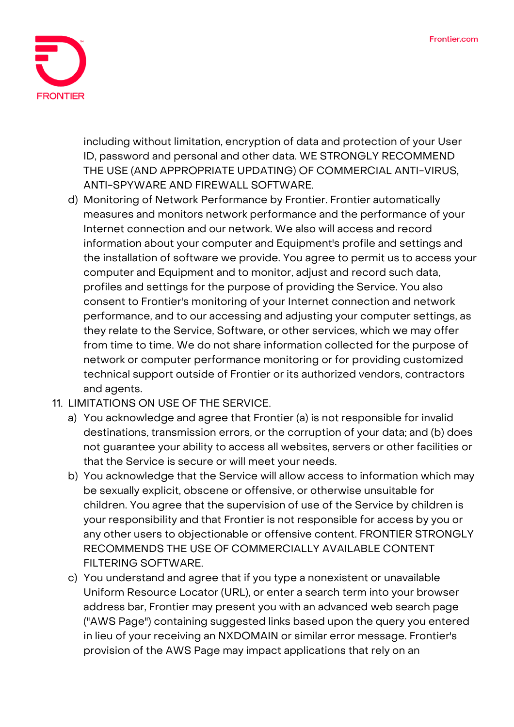including without limitation, encryption of data and protection of your User ID, password and personal and other data. WE STRONGLY RECOMMEND THE USE (AND APPROPRIATE UPDATING) OF COMMERCIAL ANTI-VIRUS, ANTI-SPYWARE AND FIREWALL SOFTWARE.

d) Monitoring of Network Performance by Frontier. Frontier automatically measures and monitors network performance and the performance of your Internet connection and our network. We also will access and record information about your computer and Equipment's profile and settings and the installation of software we provide. You agree to permit us to access your computer and Equipment and to monitor, adjust and record such data, profiles and settings for the purpose of providing the Service. You also consent to Frontier's monitoring of your Internet connection and network performance, and to our accessing and adjusting your computer settings, as they relate to the Service, Software, or other services, which we may offer from time to time. We do not share information collected for the purpose of network or computer performance monitoring or for providing customized technical support outside of Frontier or its authorized vendors, contractors and agents.

11. LIMITATIONS ON USE OF THE SERVICE.

a) You acknowledge and agree that Frontier (a) is not responsible for invalid destinations, transmission errors, or the corruption of your data; and (b) does not guarantee your ability to access all websites, servers or other facilities or that the Service is secure or will meet your needs.

b) You acknowledge that the Service will allow access to information which may be sexually explicit, obscene or offensive, or otherwise unsuitable for children. You agree that the supervision of use of the Service by children is your responsibility and that Frontier is not responsible for access by you or any other users to objectionable or offensive content. FRONTIER STRONGLY RECOMMENDS THE USE OF COMMERCIALLY AVAILABLE CONTENT FILTERING SOFTWARE.

c) You understand and agree that if you type a nonexistent or unavailable Uniform Resource Locator (URL), or enter a search term into your browser address bar, Frontier may present you with an advanced web search page ("AWS Page") containing suggested links based upon the query you entered in lieu of your receiving an NXDOMAIN or similar error message. Frontier's provision of the AWS Page may impact applications that rely on an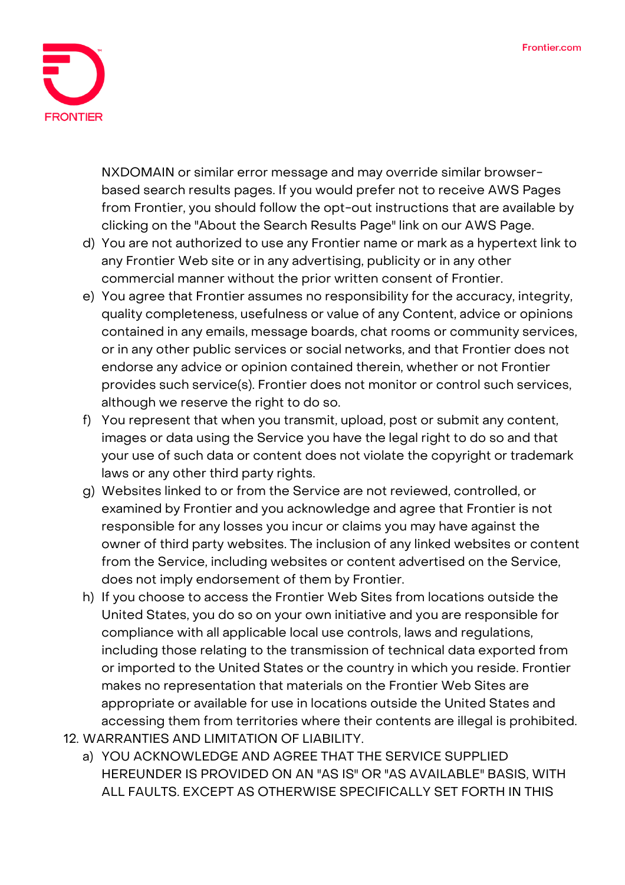NXDOMAIN or similar error message and may override similar browser-based search results pages. If you would prefer not to receive AWS Pages from Frontier, you should follow the opt-out instructions that are available by clicking on the "About the Search Results Page" link on our AWS Page.

d) You are not authorized to use any Frontier name or mark as a hypertext link to any Frontier Web site or in any advertising, publicity or in any other commercial manner without the prior written consent of Frontier.

e) You agree that Frontier assumes no responsibility for the accuracy, integrity, quality completeness, usefulness or value of any Content, advice or opinions contained in any emails, message boards, chat rooms or community services, or in any other public services or social networks, and that Frontier does not endorse any advice or opinion contained therein, whether or not Frontier provides such service(s). Frontier does not monitor or control such services, although we reserve the right to do so.

f) You represent that when you transmit, upload, post or submit any content, images or data using the Service you have the legal right to do so and that your use of such data or content does not violate the copyright or trademark laws or any other third party rights.

g) Websites linked to or from the Service are not reviewed, controlled, or examined by Frontier and you acknowledge and agree that Frontier is not responsible for any losses you incur or claims you may have against the owner of third party websites. The inclusion of any linked websites or content from the Service, including websites or content advertised on the Service, does not imply endorsement of them by Frontier.

h) If you choose to access the Frontier Web Sites from locations outside the United States, you do so on your own initiative and you are responsible for compliance with all applicable local use controls, laws and regulations, including those relating to the transmission of technical data exported from or imported to the United States or the country in which you reside. Frontier makes no representation that materials on the Frontier Web Sites are appropriate or available for use in locations outside the United States and accessing them from territories where their contents are illegal is prohibited.

12. WARRANTIES AND LIMITATION OF LIABILITY.

a) YOU ACKNOWLEDGE AND AGREE THAT THE SERVICE SUPPLIED HEREUNDER IS PROVIDED ON AN "AS IS" OR "AS AVAILABLE" BASIS, WITH ALL FAULTS. EXCEPT AS OTHERWISE SPECIFICALLY SET FORTH IN THIS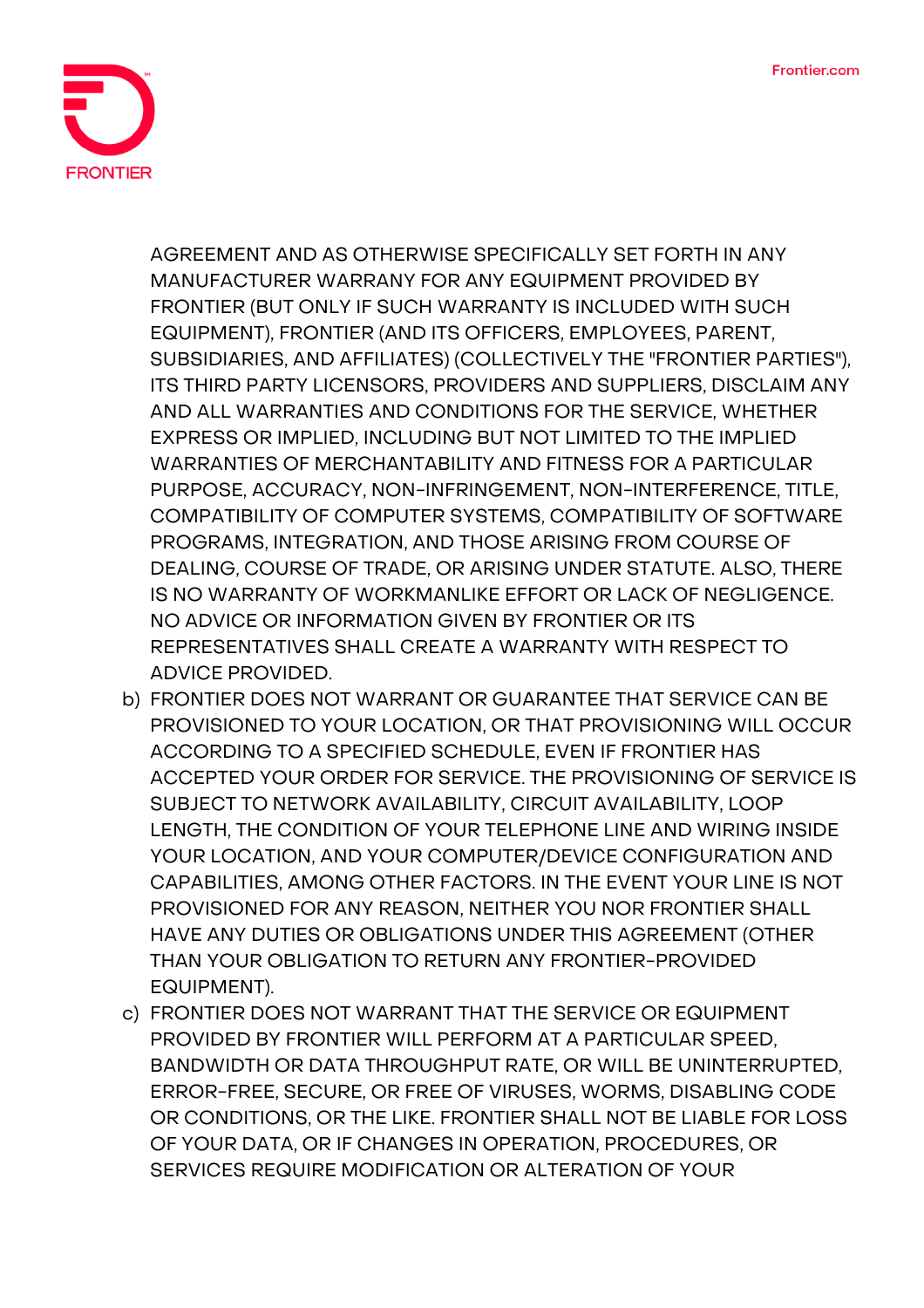AGREEMENT AND AS OTHERWISE SPECIFICALLY SET FORTH IN ANY MANUFACTURER WARRANY FOR ANY EQUIPMENT PROVIDED BY FRONTIER (BUT ONLY IF SUCH WARRANTY IS INCLUDED WITH SUCH EQUIPMENT), FRONTIER (AND ITS OFFICERS, EMPLOYEES, PARENT, SUBSIDIARIES, AND AFFILIATES) (COLLECTIVELY THE "FRONTIER PARTIES"), ITS THIRD PARTY LICENSORS, PROVIDERS AND SUPPLIERS, DISCLAIM ANY AND ALL WARRANTIES AND CONDITIONS FOR THE SERVICE, WHETHER EXPRESS OR IMPLIED, INCLUDING BUT NOT LIMITED TO THE IMPLIED WARRANTIES OF MERCHANTABILITY AND FITNESS FOR A PARTICULAR PURPOSE, ACCURACY, NON-INFRINGEMENT, NON-INTERFERENCE, TITLE, COMPATIBILITY OF COMPUTER SYSTEMS, COMPATIBILITY OF SOFTWARE PROGRAMS, INTEGRATION, AND THOSE ARISING FROM COURSE OF DEALING, COURSE OF TRADE, OR ARISING UNDER STATUTE. ALSO, THERE IS NO WARRANTY OF WORKMANLIKE EFFORT OR LACK OF NEGLIGENCE. NO ADVICE OR INFORMATION GIVEN BY FRONTIER OR ITS REPRESENTATIVES SHALL CREATE A WARRANTY WITH RESPECT TO ADVICE PROVIDED.

b) FRONTIER DOES NOT WARRANT OR GUARANTEE THAT SERVICE CAN BE PROVISIONED TO YOUR LOCATION, OR THAT PROVISIONING WILL OCCUR ACCORDING TO A SPECIFIED SCHEDULE, EVEN IF FRONTIER HAS ACCEPTED YOUR ORDER FOR SERVICE. THE PROVISIONING OF SERVICE IS SUBJECT TO NETWORK AVAILABILITY, CIRCUIT AVAILABILITY, LOOP LENGTH, THE CONDITION OF YOUR TELEPHONE LINE AND WIRING INSIDE YOUR LOCATION, AND YOUR COMPUTER/DEVICE CONFIGURATION AND CAPABILITIES, AMONG OTHER FACTORS. IN THE EVENT YOUR LINE IS NOT PROVISIONED FOR ANY REASON, NEITHER YOU NOR FRONTIER SHALL HAVE ANY DUTIES OR OBLIGATIONS UNDER THIS AGREEMENT (OTHER THAN YOUR OBLIGATION TO RETURN ANY FRONTIER-PROVIDED EQUIPMENT).

c) FRONTIER DOES NOT WARRANT THAT THE SERVICE OR EQUIPMENT PROVIDED BY FRONTIER WILL PERFORM AT A PARTICULAR SPEED, BANDWIDTH OR DATA THROUGHPUT RATE, OR WILL BE UNINTERRUPTED, ERROR-FREE, SECURE, OR FREE OF VIRUSES, WORMS, DISABLING CODE OR CONDITIONS, OR THE LIKE. FRONTIER SHALL NOT BE LIABLE FOR LOSS OF YOUR DATA, OR IF CHANGES IN OPERATION, PROCEDURES, OR SERVICES REQUIRE MODIFICATION OR ALTERATION OF YOUR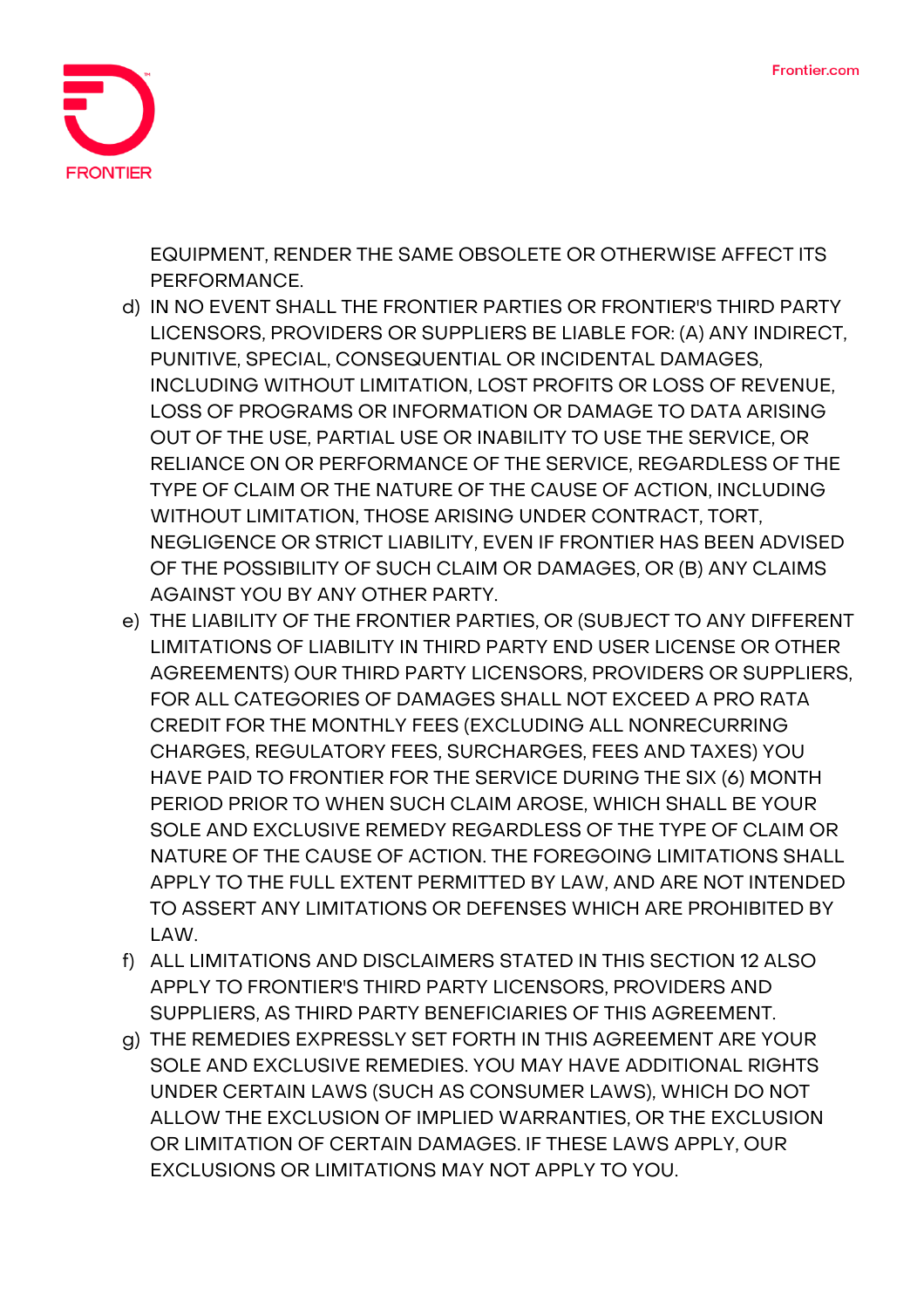EQUIPMENT, RENDER THE SAME OBSOLETE OR OTHERWISE AFFECT ITS PERFORMANCE.

d) IN NO EVENT SHALL THE FRONTIER PARTIES OR FRONTIER'S THIRD PARTY LICENSORS, PROVIDERS OR SUPPLIERS BE LIABLE FOR: (A) ANY INDIRECT, PUNITIVE, SPECIAL, CONSEQUENTIAL OR INCIDENTAL DAMAGES, INCLUDING WITHOUT LIMITATION, LOST PROFITS OR LOSS OF REVENUE, LOSS OF PROGRAMS OR INFORMATION OR DAMAGE TO DATA ARISING OUT OF THE USE, PARTIAL USE OR INABILITY TO USE THE SERVICE, OR RELIANCE ON OR PERFORMANCE OF THE SERVICE, REGARDLESS OF THE TYPE OF CLAIM OR THE NATURE OF THE CAUSE OF ACTION, INCLUDING WITHOUT LIMITATION, THOSE ARISING UNDER CONTRACT, TORT, NEGLIGENCE OR STRICT LIABILITY, EVEN IF FRONTIER HAS BEEN ADVISED OF THE POSSIBILITY OF SUCH CLAIM OR DAMAGES, OR (B) ANY CLAIMS AGAINST YOU BY ANY OTHER PARTY.

e) THE LIABILITY OF THE FRONTIER PARTIES, OR (SUBJECT TO ANY DIFFERENT LIMITATIONS OF LIABILITY IN THIRD PARTY END USER LICENSE OR OTHER AGREEMENTS) OUR THIRD PARTY LICENSORS, PROVIDERS OR SUPPLIERS, FOR ALL CATEGORIES OF DAMAGES SHALL NOT EXCEED A PRO RATA CREDIT FOR THE MONTHLY FEES (EXCLUDING ALL NONRECURRING CHARGES, REGULATORY FEES, SURCHARGES, FEES AND TAXES) YOU HAVE PAID TO FRONTIER FOR THE SERVICE DURING THE SIX (6) MONTH PERIOD PRIOR TO WHEN SUCH CLAIM AROSE, WHICH SHALL BE YOUR SOLE AND EXCLUSIVE REMEDY REGARDLESS OF THE TYPE OF CLAIM OR NATURE OF THE CAUSE OF ACTION. THE FOREGOING LIMITATIONS SHALL APPLY TO THE FULL EXTENT PERMITTED BY LAW, AND ARE NOT INTENDED TO ASSERT ANY LIMITATIONS OR DEFENSES WHICH ARE PROHIBITED BY LAW.

f) ALL LIMITATIONS AND DISCLAIMERS STATED IN THIS SECTION 12 ALSO APPLY TO FRONTIER'S THIRD PARTY LICENSORS, PROVIDERS AND SUPPLIERS, AS THIRD PARTY BENEFICIARIES OF THIS AGREEMENT.

g) THE REMEDIES EXPRESSLY SET FORTH IN THIS AGREEMENT ARE YOUR SOLE AND EXCLUSIVE REMEDIES. YOU MAY HAVE ADDITIONAL RIGHTS UNDER CERTAIN LAWS (SUCH AS CONSUMER LAWS), WHICH DO NOT ALLOW THE EXCLUSION OF IMPLIED WARRANTIES, OR THE EXCLUSION OR LIMITATION OF CERTAIN DAMAGES. IF THESE LAWS APPLY, OUR EXCLUSIONS OR LIMITATIONS MAY NOT APPLY TO YOU.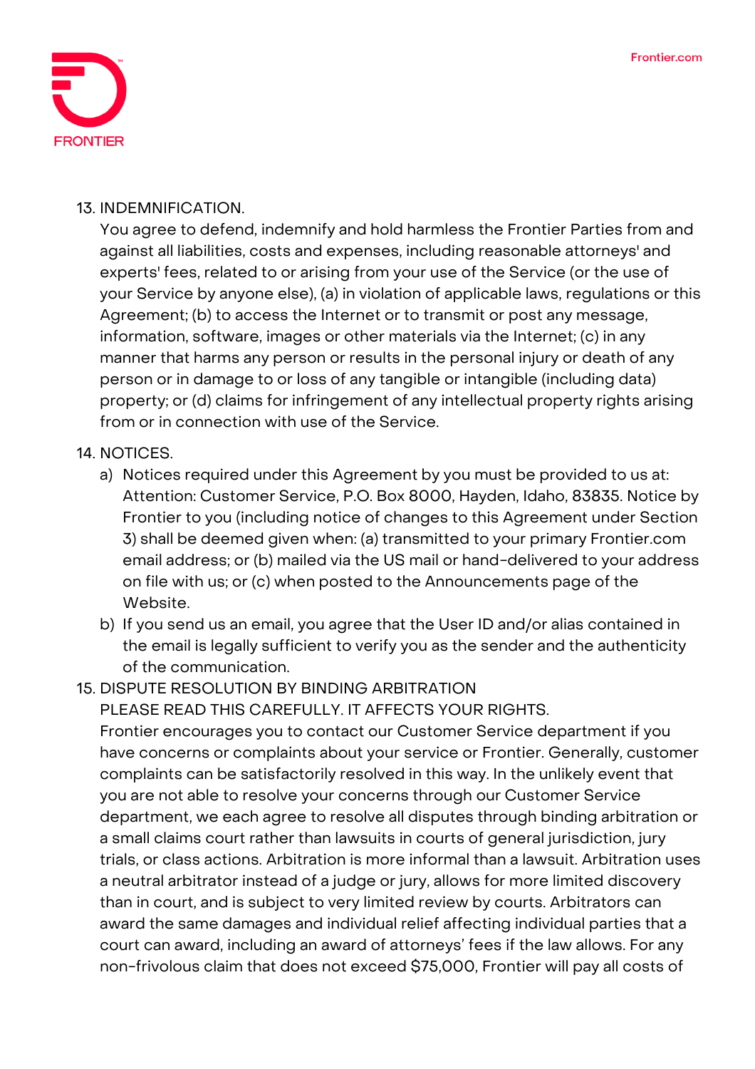13. INDEMNIFICATION.

    You agree to defend, indemnify and hold harmless the Frontier Parties from and against all liabilities, costs and expenses, including reasonable attorneys' and experts' fees, related to or arising from your use of the Service (or the use of your Service by anyone else), (a) in violation of applicable laws, regulations or this Agreement; (b) to access the Internet or to transmit or post any message, information, software, images or other materials via the Internet; (c) in any manner that harms any person or results in the personal injury or death of any person or in damage to or loss of any tangible or intangible (including data) property; or (d) claims for infringement of any intellectual property rights arising from or in connection with use of the Service.

14. NOTICES.

    a) Notices required under this Agreement by you must be provided to us at: Attention: Customer Service, P.O. Box 8000, Hayden, Idaho, 83835. Notice by Frontier to you (including notice of changes to this Agreement under Section 3) shall be deemed given when: (a) transmitted to your primary Frontier.com email address; or (b) mailed via the US mail or hand-delivered to your address on file with us; or (c) when posted to the Announcements page of the Website.
    b) If you send us an email, you agree that the User ID and/or alias contained in the email is legally sufficient to verify you as the sender and the authenticity of the communication.

15. DISPUTE RESOLUTION BY BINDING ARBITRATION

    PLEASE READ THIS CAREFULLY. IT AFFECTS YOUR RIGHTS.

    Frontier encourages you to contact our Customer Service department if you have concerns or complaints about your service or Frontier. Generally, customer complaints can be satisfactorily resolved in this way. In the unlikely event that you are not able to resolve your concerns through our Customer Service department, we each agree to resolve all disputes through binding arbitration or a small claims court rather than lawsuits in courts of general jurisdiction, jury trials, or class actions. Arbitration is more informal than a lawsuit. Arbitration uses a neutral arbitrator instead of a judge or jury, allows for more limited discovery than in court, and is subject to very limited review by courts. Arbitrators can award the same damages and individual relief affecting individual parties that a court can award, including an award of attorneys' fees if the law allows. For any non-frivolous claim that does not exceed $75,000, Frontier will pay all costs of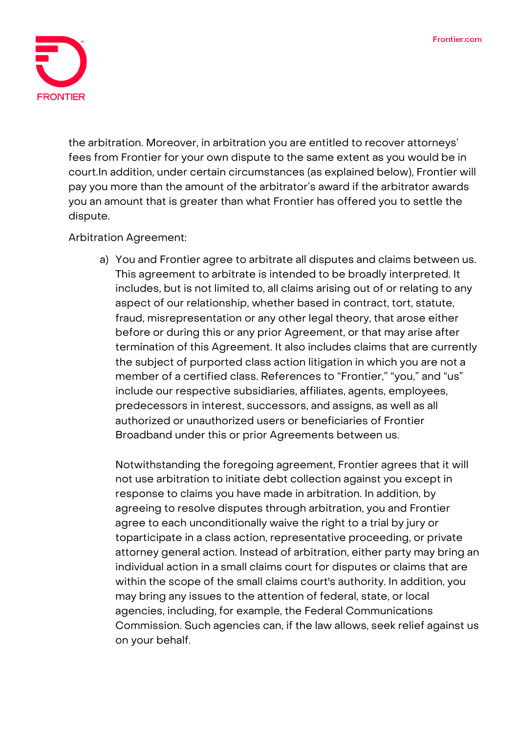the arbitration. Moreover, in arbitration you are entitled to recover attorneys' fees from Frontier for your own dispute to the same extent as you would be in court.In addition, under certain circumstances (as explained below), Frontier will pay you more than the amount of the arbitrator's award if the arbitrator awards you an amount that is greater than what Frontier has offered you to settle the dispute.

Arbitration Agreement:

a) You and Frontier agree to arbitrate all disputes and claims between us. This agreement to arbitrate is intended to be broadly interpreted. It includes, but is not limited to, all claims arising out of or relating to any aspect of our relationship, whether based in contract, tort, statute, fraud, misrepresentation or any other legal theory, that arose either before or during this or any prior Agreement, or that may arise after termination of this Agreement. It also includes claims that are currently the subject of purported class action litigation in which you are not a member of a certified class. References to "Frontier," "you," and "us" include our respective subsidiaries, affiliates, agents, employees, predecessors in interest, successors, and assigns, as well as all authorized or unauthorized users or beneficiaries of Frontier Broadband under this or prior Agreements between us.

   Notwithstanding the foregoing agreement, Frontier agrees that it will not use arbitration to initiate debt collection against you except in response to claims you have made in arbitration. In addition, by agreeing to resolve disputes through arbitration, you and Frontier agree to each unconditionally waive the right to a trial by jury or toparticipate in a class action, representative proceeding, or private attorney general action. Instead of arbitration, either party may bring an individual action in a small claims court for disputes or claims that are within the scope of the small claims court's authority. In addition, you may bring any issues to the attention of federal, state, or local agencies, including, for example, the Federal Communications Commission. Such agencies can, if the law allows, seek relief against us on your behalf.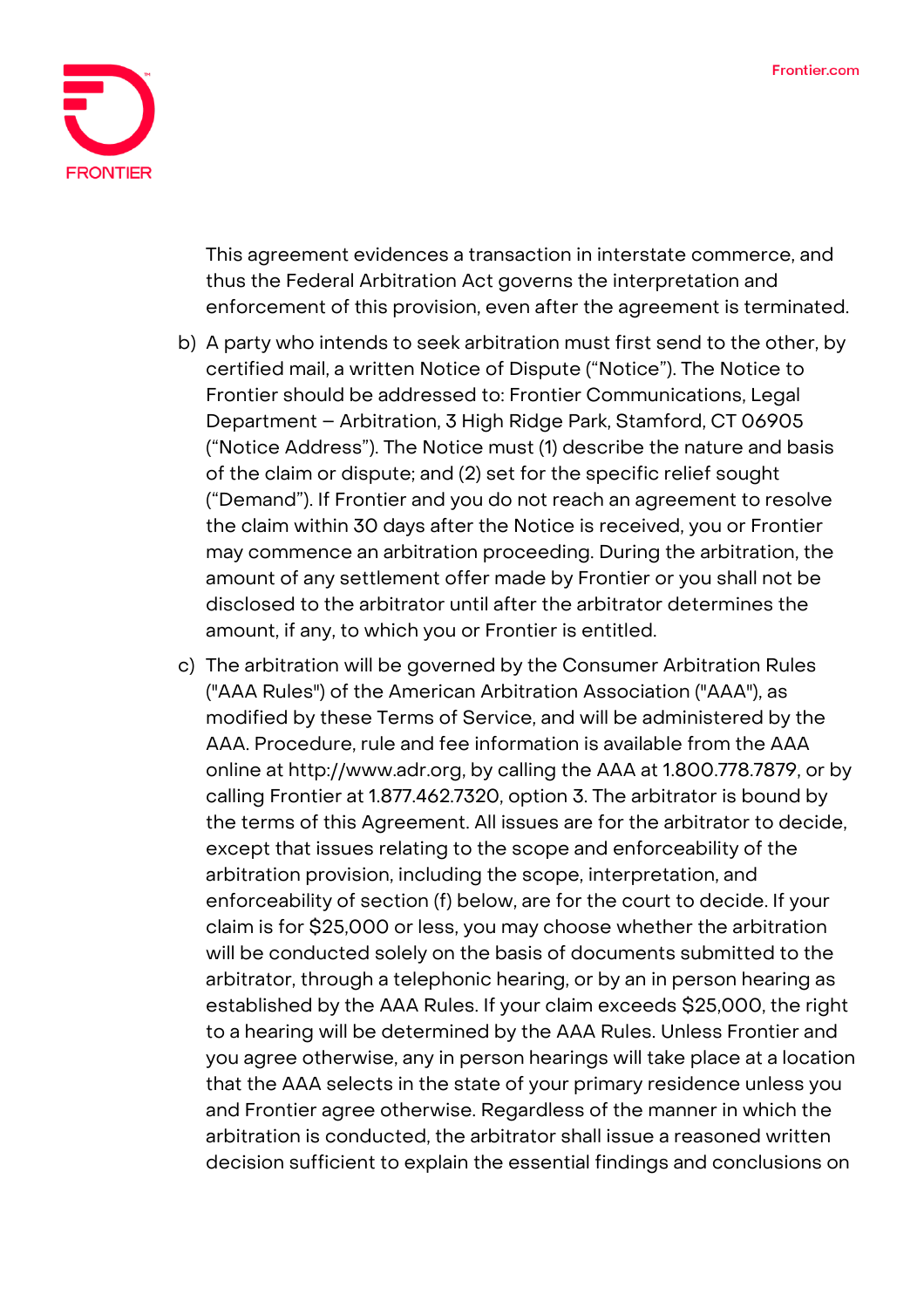This agreement evidences a transaction in interstate commerce, and thus the Federal Arbitration Act governs the interpretation and enforcement of this provision, even after the agreement is terminated.

b) A party who intends to seek arbitration must first send to the other, by certified mail, a written Notice of Dispute ("Notice"). The Notice to Frontier should be addressed to: Frontier Communications, Legal Department – Arbitration, 3 High Ridge Park, Stamford, CT 06905 ("Notice Address"). The Notice must (1) describe the nature and basis of the claim or dispute; and (2) set for the specific relief sought ("Demand"). If Frontier and you do not reach an agreement to resolve the claim within 30 days after the Notice is received, you or Frontier may commence an arbitration proceeding. During the arbitration, the amount of any settlement offer made by Frontier or you shall not be disclosed to the arbitrator until after the arbitrator determines the amount, if any, to which you or Frontier is entitled.

c) The arbitration will be governed by the Consumer Arbitration Rules ("AAA Rules") of the American Arbitration Association ("AAA"), as modified by these Terms of Service, and will be administered by the AAA. Procedure, rule and fee information is available from the AAA online at http://www.adr.org, by calling the AAA at 1.800.778.7879, or by calling Frontier at 1.877.462.7320, option 3. The arbitrator is bound by the terms of this Agreement. All issues are for the arbitrator to decide, except that issues relating to the scope and enforceability of the arbitration provision, including the scope, interpretation, and enforceability of section (f) below, are for the court to decide. If your claim is for $25,000 or less, you may choose whether the arbitration will be conducted solely on the basis of documents submitted to the arbitrator, through a telephonic hearing, or by an in person hearing as established by the AAA Rules. If your claim exceeds $25,000, the right to a hearing will be determined by the AAA Rules. Unless Frontier and you agree otherwise, any in person hearings will take place at a location that the AAA selects in the state of your primary residence unless you and Frontier agree otherwise. Regardless of the manner in which the arbitration is conducted, the arbitrator shall issue a reasoned written decision sufficient to explain the essential findings and conclusions on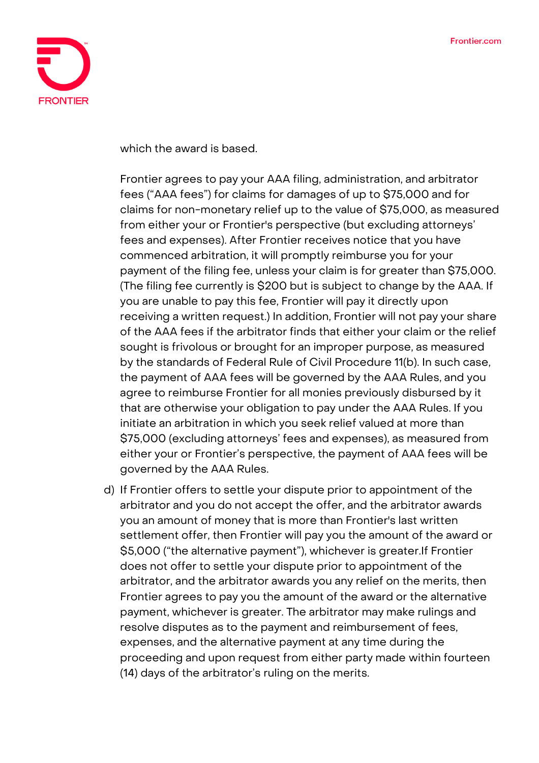which the award is based.

Frontier agrees to pay your AAA filing, administration, and arbitrator fees ("AAA fees") for claims for damages of up to $75,000 and for claims for non-monetary relief up to the value of $75,000, as measured from either your or Frontier's perspective (but excluding attorneys' fees and expenses). After Frontier receives notice that you have commenced arbitration, it will promptly reimburse you for your payment of the filing fee, unless your claim is for greater than $75,000. (The filing fee currently is $200 but is subject to change by the AAA. If you are unable to pay this fee, Frontier will pay it directly upon receiving a written request.) In addition, Frontier will not pay your share of the AAA fees if the arbitrator finds that either your claim or the relief sought is frivolous or brought for an improper purpose, as measured by the standards of Federal Rule of Civil Procedure 11(b). In such case, the payment of AAA fees will be governed by the AAA Rules, and you agree to reimburse Frontier for all monies previously disbursed by it that are otherwise your obligation to pay under the AAA Rules. If you initiate an arbitration in which you seek relief valued at more than $75,000 (excluding attorneys' fees and expenses), as measured from either your or Frontier's perspective, the payment of AAA fees will be governed by the AAA Rules.

d) If Frontier offers to settle your dispute prior to appointment of the arbitrator and you do not accept the offer, and the arbitrator awards you an amount of money that is more than Frontier's last written settlement offer, then Frontier will pay you the amount of the award or $5,000 ("the alternative payment"), whichever is greater.If Frontier does not offer to settle your dispute prior to appointment of the arbitrator, and the arbitrator awards you any relief on the merits, then Frontier agrees to pay you the amount of the award or the alternative payment, whichever is greater. The arbitrator may make rulings and resolve disputes as to the payment and reimbursement of fees, expenses, and the alternative payment at any time during the proceeding and upon request from either party made within fourteen (14) days of the arbitrator's ruling on the merits.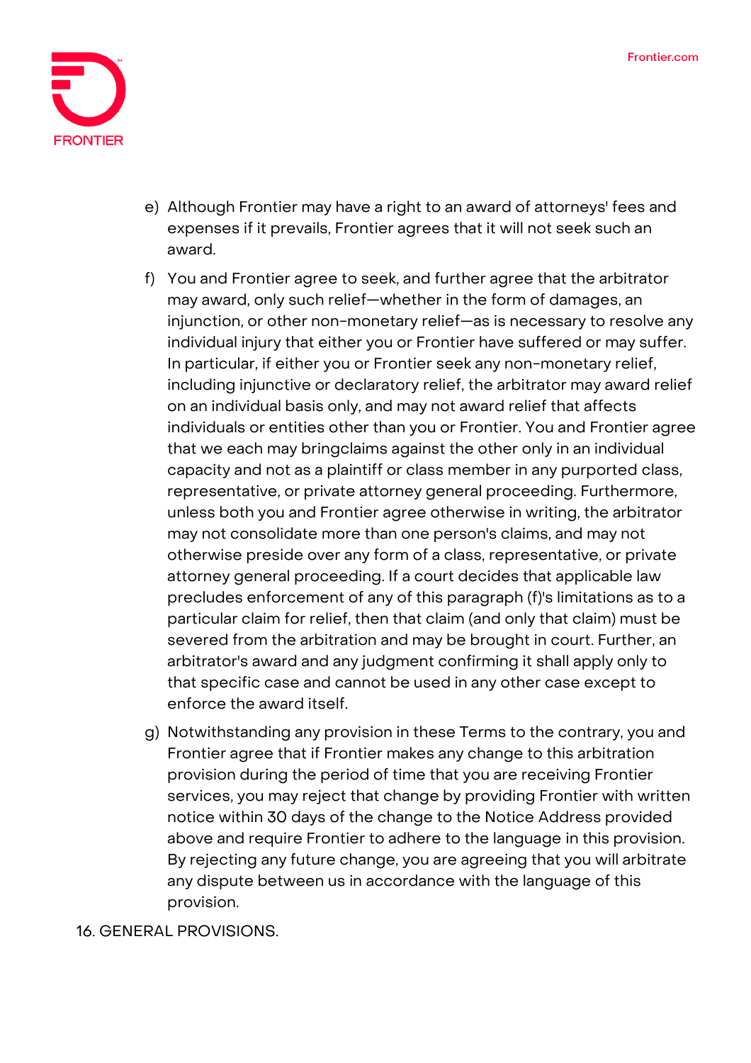e) Although Frontier may have a right to an award of attorneys' fees and expenses if it prevails, Frontier agrees that it will not seek such an award.

f) You and Frontier agree to seek, and further agree that the arbitrator may award, only such relief—whether in the form of damages, an injunction, or other non-monetary relief—as is necessary to resolve any individual injury that either you or Frontier have suffered or may suffer. In particular, if either you or Frontier seek any non-monetary relief, including injunctive or declaratory relief, the arbitrator may award relief on an individual basis only, and may not award relief that affects individuals or entities other than you or Frontier. You and Frontier agree that we each may bringclaims against the other only in an individual capacity and not as a plaintiff or class member in any purported class, representative, or private attorney general proceeding. Furthermore, unless both you and Frontier agree otherwise in writing, the arbitrator may not consolidate more than one person's claims, and may not otherwise preside over any form of a class, representative, or private attorney general proceeding. If a court decides that applicable law precludes enforcement of any of this paragraph (f)'s limitations as to a particular claim for relief, then that claim (and only that claim) must be severed from the arbitration and may be brought in court. Further, an arbitrator's award and any judgment confirming it shall apply only to that specific case and cannot be used in any other case except to enforce the award itself.

g) Notwithstanding any provision in these Terms to the contrary, you and Frontier agree that if Frontier makes any change to this arbitration provision during the period of time that you are receiving Frontier services, you may reject that change by providing Frontier with written notice within 30 days of the change to the Notice Address provided above and require Frontier to adhere to the language in this provision. By rejecting any future change, you are agreeing that you will arbitrate any dispute between us in accordance with the language of this provision.

16. GENERAL PROVISIONS.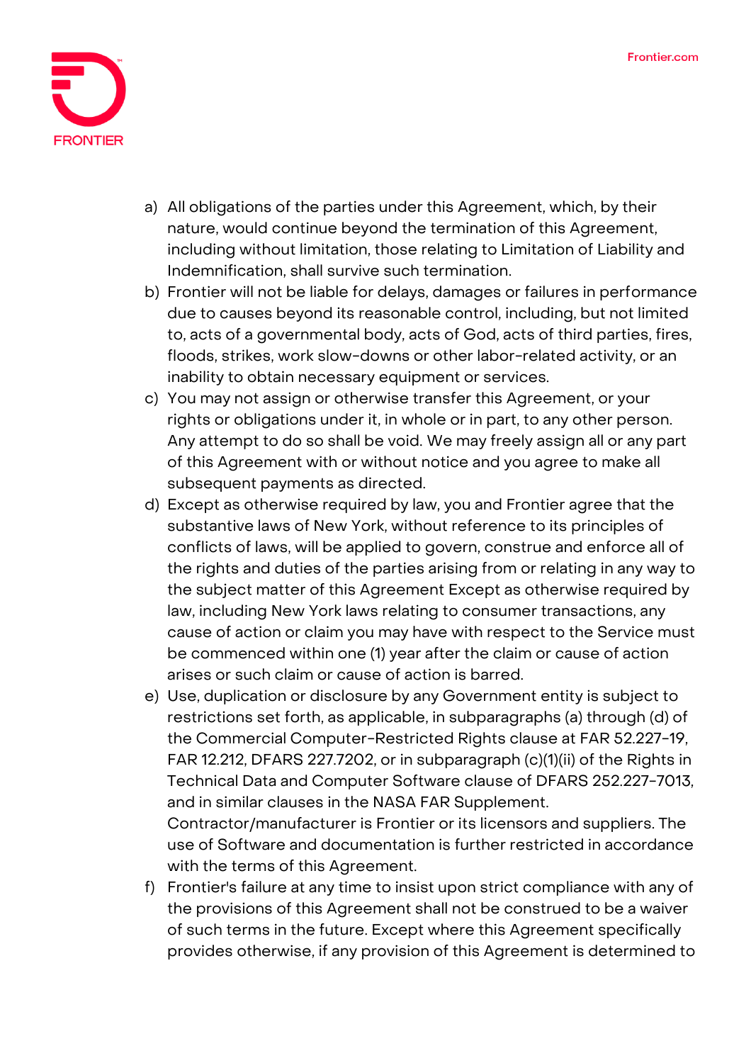a) All obligations of the parties under this Agreement, which, by their nature, would continue beyond the termination of this Agreement, including without limitation, those relating to Limitation of Liability and Indemnification, shall survive such termination.

b) Frontier will not be liable for delays, damages or failures in performance due to causes beyond its reasonable control, including, but not limited to, acts of a governmental body, acts of God, acts of third parties, fires, floods, strikes, work slow-downs or other labor-related activity, or an inability to obtain necessary equipment or services.

c) You may not assign or otherwise transfer this Agreement, or your rights or obligations under it, in whole or in part, to any other person. Any attempt to do so shall be void. We may freely assign all or any part of this Agreement with or without notice and you agree to make all subsequent payments as directed.

d) Except as otherwise required by law, you and Frontier agree that the substantive laws of New York, without reference to its principles of conflicts of laws, will be applied to govern, construe and enforce all of the rights and duties of the parties arising from or relating in any way to the subject matter of this Agreement Except as otherwise required by law, including New York laws relating to consumer transactions, any cause of action or claim you may have with respect to the Service must be commenced within one (1) year after the claim or cause of action arises or such claim or cause of action is barred.

e) Use, duplication or disclosure by any Government entity is subject to restrictions set forth, as applicable, in subparagraphs (a) through (d) of the Commercial Computer-Restricted Rights clause at FAR 52.227-19, FAR 12.212, DFARS 227.7202, or in subparagraph (c)(1)(ii) of the Rights in Technical Data and Computer Software clause of DFARS 252.227-7013, and in similar clauses in the NASA FAR Supplement. Contractor/manufacturer is Frontier or its licensors and suppliers. The use of Software and documentation is further restricted in accordance with the terms of this Agreement.

f) Frontier's failure at any time to insist upon strict compliance with any of the provisions of this Agreement shall not be construed to be a waiver of such terms in the future. Except where this Agreement specifically provides otherwise, if any provision of this Agreement is determined to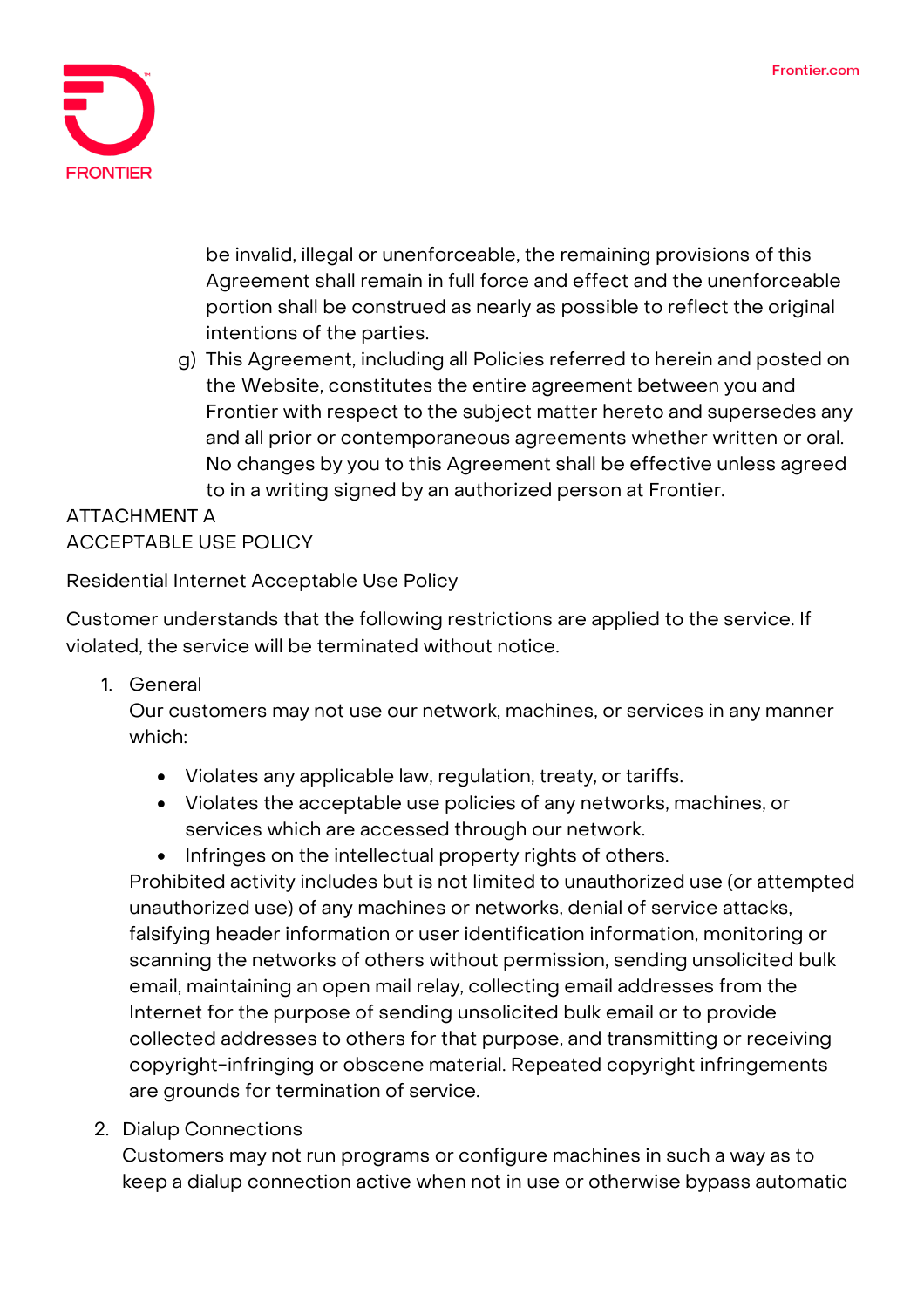be invalid, illegal or unenforceable, the remaining provisions of this Agreement shall remain in full force and effect and the unenforceable portion shall be construed as nearly as possible to reflect the original intentions of the parties.

g) This Agreement, including all Policies referred to herein and posted on the Website, constitutes the entire agreement between you and Frontier with respect to the subject matter hereto and supersedes any and all prior or contemporaneous agreements whether written or oral. No changes by you to this Agreement shall be effective unless agreed to in a writing signed by an authorized person at Frontier.

ATTACHMENT A
ACCEPTABLE USE POLICY

Residential Internet Acceptable Use Policy

Customer understands that the following restrictions are applied to the service. If violated, the service will be terminated without notice.

1. General
   Our customers may not use our network, machines, or services in any manner which:

   - Violates any applicable law, regulation, treaty, or tariffs.
   - Violates the acceptable use policies of any networks, machines, or services which are accessed through our network.
   - Infringes on the intellectual property rights of others.

   Prohibited activity includes but is not limited to unauthorized use (or attempted unauthorized use) of any machines or networks, denial of service attacks, falsifying header information or user identification information, monitoring or scanning the networks of others without permission, sending unsolicited bulk email, maintaining an open mail relay, collecting email addresses from the Internet for the purpose of sending unsolicited bulk email or to provide collected addresses to others for that purpose, and transmitting or receiving copyright-infringing or obscene material. Repeated copyright infringements are grounds for termination of service.

2. Dialup Connections
   Customers may not run programs or configure machines in such a way as to keep a dialup connection active when not in use or otherwise bypass automatic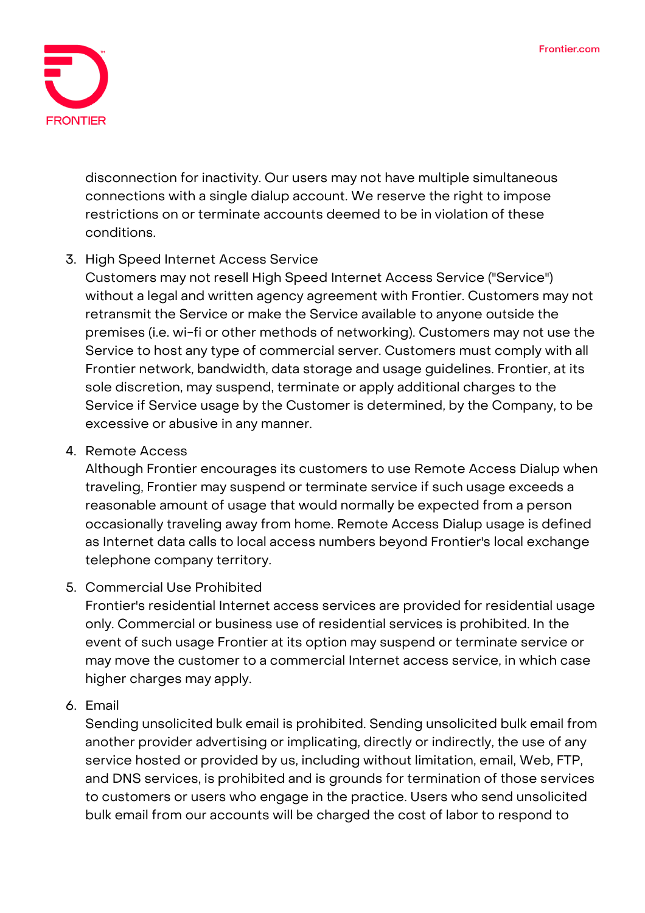disconnection for inactivity. Our users may not have multiple simultaneous connections with a single dialup account. We reserve the right to impose restrictions on or terminate accounts deemed to be in violation of these conditions.

3. High Speed Internet Access Service
   Customers may not resell High Speed Internet Access Service ("Service") without a legal and written agency agreement with Frontier. Customers may not retransmit the Service or make the Service available to anyone outside the premises (i.e. wi-fi or other methods of networking). Customers may not use the Service to host any type of commercial server. Customers must comply with all Frontier network, bandwidth, data storage and usage guidelines. Frontier, at its sole discretion, may suspend, terminate or apply additional charges to the Service if Service usage by the Customer is determined, by the Company, to be excessive or abusive in any manner.

4. Remote Access
   Although Frontier encourages its customers to use Remote Access Dialup when traveling, Frontier may suspend or terminate service if such usage exceeds a reasonable amount of usage that would normally be expected from a person occasionally traveling away from home. Remote Access Dialup usage is defined as Internet data calls to local access numbers beyond Frontier's local exchange telephone company territory.

5. Commercial Use Prohibited
   Frontier's residential Internet access services are provided for residential usage only. Commercial or business use of residential services is prohibited. In the event of such usage Frontier at its option may suspend or terminate service or may move the customer to a commercial Internet access service, in which case higher charges may apply.

6. Email
   Sending unsolicited bulk email is prohibited. Sending unsolicited bulk email from another provider advertising or implicating, directly or indirectly, the use of any service hosted or provided by us, including without limitation, email, Web, FTP, and DNS services, is prohibited and is grounds for termination of those services to customers or users who engage in the practice. Users who send unsolicited bulk email from our accounts will be charged the cost of labor to respond to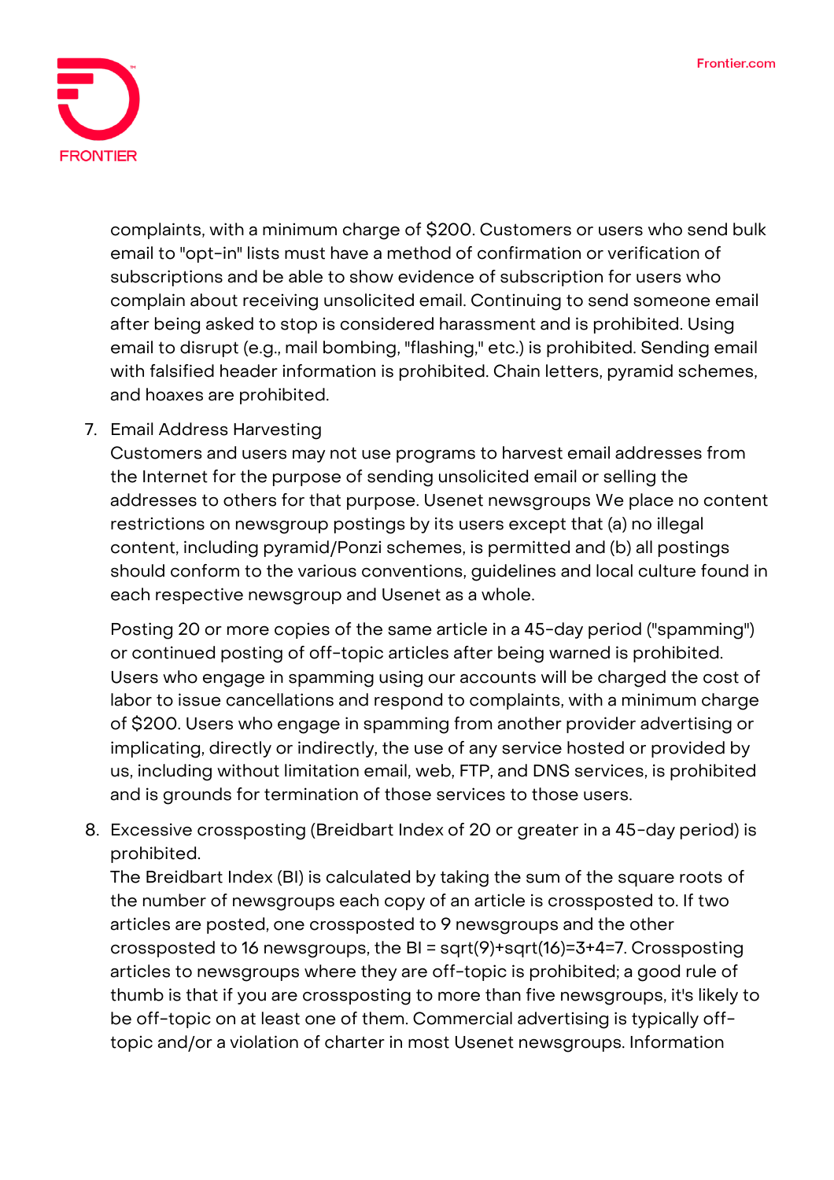complaints, with a minimum charge of $200. Customers or users who send bulk email to "opt-in" lists must have a method of confirmation or verification of subscriptions and be able to show evidence of subscription for users who complain about receiving unsolicited email. Continuing to send someone email after being asked to stop is considered harassment and is prohibited. Using email to disrupt (e.g., mail bombing, "flashing," etc.) is prohibited. Sending email with falsified header information is prohibited. Chain letters, pyramid schemes, and hoaxes are prohibited.

7. Email Address Harvesting
   Customers and users may not use programs to harvest email addresses from the Internet for the purpose of sending unsolicited email or selling the addresses to others for that purpose. Usenet newsgroups We place no content restrictions on newsgroup postings by its users except that (a) no illegal content, including pyramid/Ponzi schemes, is permitted and (b) all postings should conform to the various conventions, guidelines and local culture found in each respective newsgroup and Usenet as a whole.

   Posting 20 or more copies of the same article in a 45-day period ("spamming") or continued posting of off-topic articles after being warned is prohibited. Users who engage in spamming using our accounts will be charged the cost of labor to issue cancellations and respond to complaints, with a minimum charge of $200. Users who engage in spamming from another provider advertising or implicating, directly or indirectly, the use of any service hosted or provided by us, including without limitation email, web, FTP, and DNS services, is prohibited and is grounds for termination of those services to those users.

8. Excessive crossposting (Breidbart Index of 20 or greater in a 45-day period) is prohibited.
   The Breidbart Index (BI) is calculated by taking the sum of the square roots of the number of newsgroups each copy of an article is crossposted to. If two articles are posted, one crossposted to 9 newsgroups and the other crossposted to 16 newsgroups, the BI = sqrt(9)+sqrt(16)=3+4=7. Crossposting articles to newsgroups where they are off-topic is prohibited; a good rule of thumb is that if you are crossposting to more than five newsgroups, it's likely to be off-topic on at least one of them. Commercial advertising is typically off-topic and/or a violation of charter in most Usenet newsgroups. Information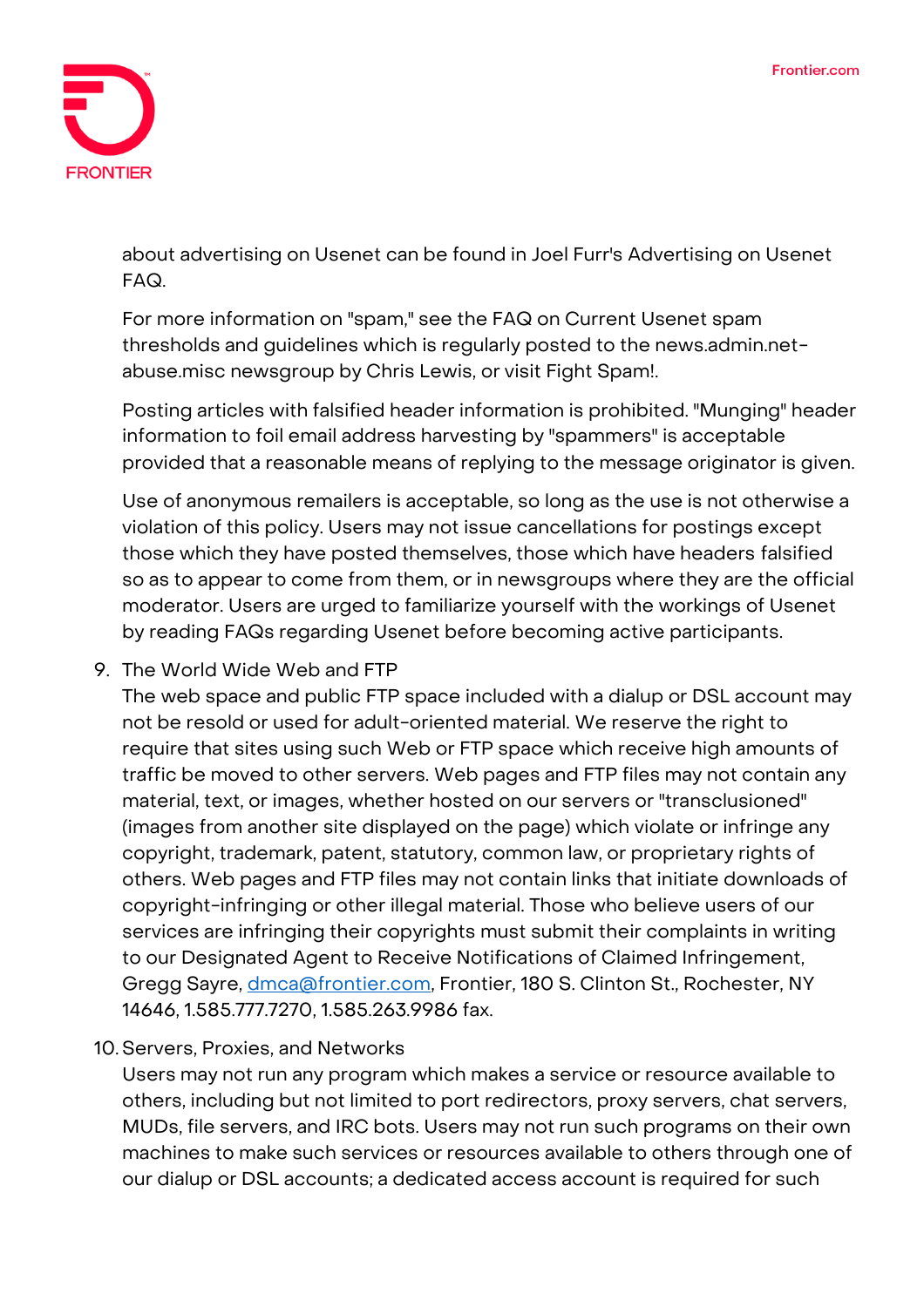about advertising on Usenet can be found in Joel Furr's Advertising on Usenet FAQ.

For more information on "spam," see the FAQ on Current Usenet spam thresholds and guidelines which is regularly posted to the news.admin.net-abuse.misc newsgroup by Chris Lewis, or visit Fight Spam!.

Posting articles with falsified header information is prohibited. "Munging" header information to foil email address harvesting by "spammers" is acceptable provided that a reasonable means of replying to the message originator is given.

Use of anonymous remailers is acceptable, so long as the use is not otherwise a violation of this policy. Users may not issue cancellations for postings except those which they have posted themselves, those which have headers falsified so as to appear to come from them, or in newsgroups where they are the official moderator. Users are urged to familiarize yourself with the workings of Usenet by reading FAQs regarding Usenet before becoming active participants.

9. The World Wide Web and FTP
   The web space and public FTP space included with a dialup or DSL account may not be resold or used for adult-oriented material. We reserve the right to require that sites using such Web or FTP space which receive high amounts of traffic be moved to other servers. Web pages and FTP files may not contain any material, text, or images, whether hosted on our servers or "transclusioned" (images from another site displayed on the page) which violate or infringe any copyright, trademark, patent, statutory, common law, or proprietary rights of others. Web pages and FTP files may not contain links that initiate downloads of copyright-infringing or other illegal material. Those who believe users of our services are infringing their copyrights must submit their complaints in writing to our Designated Agent to Receive Notifications of Claimed Infringement, Gregg Sayre, dmca@frontier.com, Frontier, 180 S. Clinton St., Rochester, NY 14646, 1.585.777.7270, 1.585.263.9986 fax.

10. Servers, Proxies, and Networks
    Users may not run any program which makes a service or resource available to others, including but not limited to port redirectors, proxy servers, chat servers, MUDs, file servers, and IRC bots. Users may not run such programs on their own machines to make such services or resources available to others through one of our dialup or DSL accounts; a dedicated access account is required for such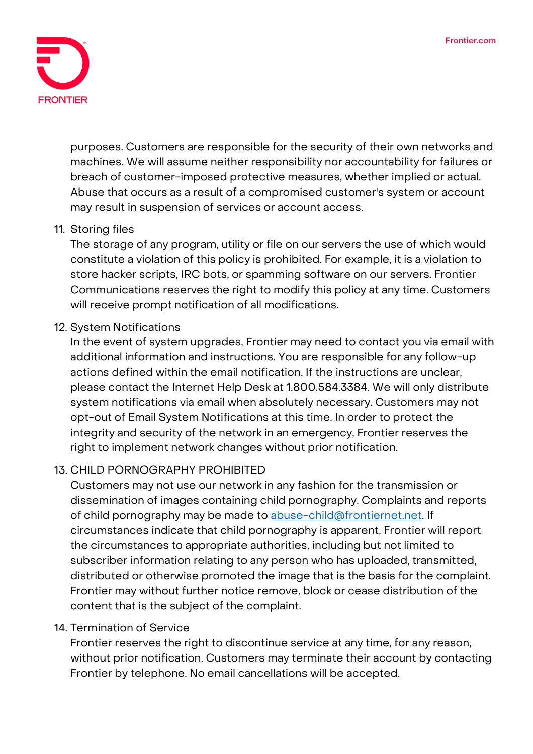purposes. Customers are responsible for the security of their own networks and machines. We will assume neither responsibility nor accountability for failures or breach of customer-imposed protective measures, whether implied or actual. Abuse that occurs as a result of a compromised customer's system or account may result in suspension of services or account access.

11. Storing files
    The storage of any program, utility or file on our servers the use of which would constitute a violation of this policy is prohibited. For example, it is a violation to store hacker scripts, IRC bots, or spamming software on our servers. Frontier Communications reserves the right to modify this policy at any time. Customers will receive prompt notification of all modifications.

12. System Notifications
    In the event of system upgrades, Frontier may need to contact you via email with additional information and instructions. You are responsible for any follow-up actions defined within the email notification. If the instructions are unclear, please contact the Internet Help Desk at 1.800.584.3384. We will only distribute system notifications via email when absolutely necessary. Customers may not opt-out of Email System Notifications at this time. In order to protect the integrity and security of the network in an emergency, Frontier reserves the right to implement network changes without prior notification.

13. CHILD PORNOGRAPHY PROHIBITED
    Customers may not use our network in any fashion for the transmission or dissemination of images containing child pornography. Complaints and reports of child pornography may be made to [abuse-child@frontiernet.net](mailto:abuse-child@frontiernet.net). If circumstances indicate that child pornography is apparent, Frontier will report the circumstances to appropriate authorities, including but not limited to subscriber information relating to any person who has uploaded, transmitted, distributed or otherwise promoted the image that is the basis for the complaint. Frontier may without further notice remove, block or cease distribution of the content that is the subject of the complaint.

14. Termination of Service
    Frontier reserves the right to discontinue service at any time, for any reason, without prior notification. Customers may terminate their account by contacting Frontier by telephone. No email cancellations will be accepted.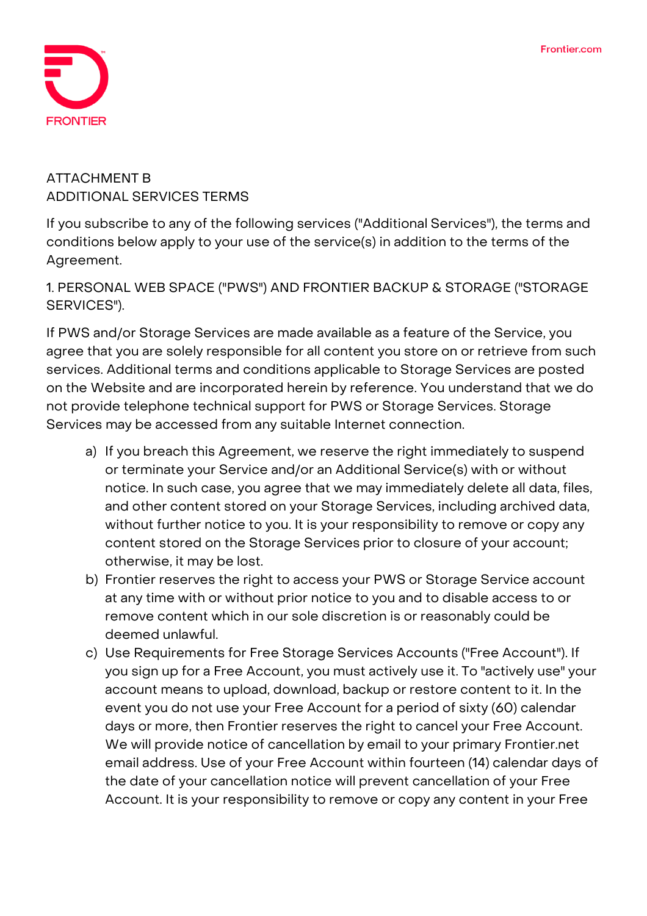ATTACHMENT B
ADDITIONAL SERVICES TERMS

If you subscribe to any of the following services ("Additional Services"), the terms and conditions below apply to your use of the service(s) in addition to the terms of the Agreement.

1. PERSONAL WEB SPACE ("PWS") AND FRONTIER BACKUP & STORAGE ("STORAGE SERVICES").

If PWS and/or Storage Services are made available as a feature of the Service, you agree that you are solely responsible for all content you store on or retrieve from such services. Additional terms and conditions applicable to Storage Services are posted on the Website and are incorporated herein by reference. You understand that we do not provide telephone technical support for PWS or Storage Services. Storage Services may be accessed from any suitable Internet connection.

a) If you breach this Agreement, we reserve the right immediately to suspend or terminate your Service and/or an Additional Service(s) with or without notice. In such case, you agree that we may immediately delete all data, files, and other content stored on your Storage Services, including archived data, without further notice to you. It is your responsibility to remove or copy any content stored on the Storage Services prior to closure of your account; otherwise, it may be lost.
b) Frontier reserves the right to access your PWS or Storage Service account at any time with or without prior notice to you and to disable access to or remove content which in our sole discretion is or reasonably could be deemed unlawful.
c) Use Requirements for Free Storage Services Accounts ("Free Account"). If you sign up for a Free Account, you must actively use it. To "actively use" your account means to upload, download, backup or restore content to it. In the event you do not use your Free Account for a period of sixty (60) calendar days or more, then Frontier reserves the right to cancel your Free Account. We will provide notice of cancellation by email to your primary Frontier.net email address. Use of your Free Account within fourteen (14) calendar days of the date of your cancellation notice will prevent cancellation of your Free Account. It is your responsibility to remove or copy any content in your Free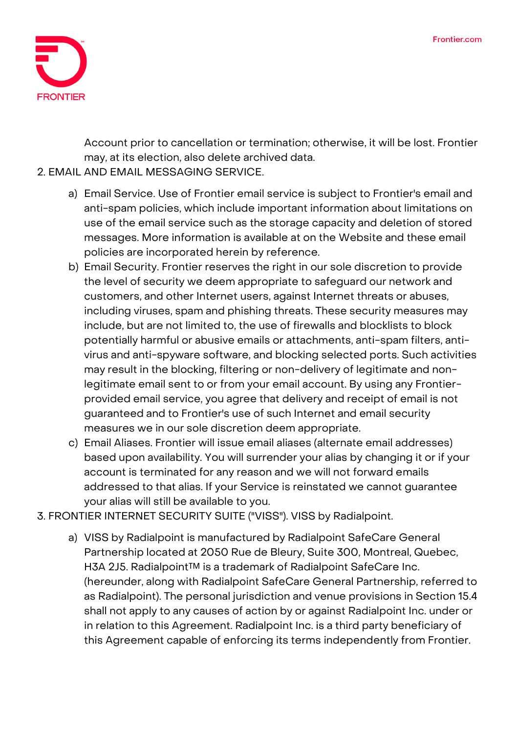Account prior to cancellation or termination; otherwise, it will be lost. Frontier may, at its election, also delete archived data.

2. EMAIL AND EMAIL MESSAGING SERVICE.

   a) Email Service. Use of Frontier email service is subject to Frontier's email and anti-spam policies, which include important information about limitations on use of the email service such as the storage capacity and deletion of stored messages. More information is available at on the Website and these email policies are incorporated herein by reference.

   b) Email Security. Frontier reserves the right in our sole discretion to provide the level of security we deem appropriate to safeguard our network and customers, and other Internet users, against Internet threats or abuses, including viruses, spam and phishing threats. These security measures may include, but are not limited to, the use of firewalls and blocklists to block potentially harmful or abusive emails or attachments, anti-spam filters, anti-virus and anti-spyware software, and blocking selected ports. Such activities may result in the blocking, filtering or non-delivery of legitimate and non-legitimate email sent to or from your email account. By using any Frontier-provided email service, you agree that delivery and receipt of email is not guaranteed and to Frontier's use of such Internet and email security measures we in our sole discretion deem appropriate.

   c) Email Aliases. Frontier will issue email aliases (alternate email addresses) based upon availability. You will surrender your alias by changing it or if your account is terminated for any reason and we will not forward emails addressed to that alias. If your Service is reinstated we cannot guarantee your alias will still be available to you.

3. FRONTIER INTERNET SECURITY SUITE ("VISS"). VISS by Radialpoint.

   a) VISS by Radialpoint is manufactured by Radialpoint SafeCare General Partnership located at 2050 Rue de Bleury, Suite 300, Montreal, Quebec, H3A 2J5. Radialpoint™ is a trademark of Radialpoint SafeCare Inc. (hereunder, along with Radialpoint SafeCare General Partnership, referred to as Radialpoint). The personal jurisdiction and venue provisions in Section 15.4 shall not apply to any causes of action by or against Radialpoint Inc. under or in relation to this Agreement. Radialpoint Inc. is a third party beneficiary of this Agreement capable of enforcing its terms independently from Frontier.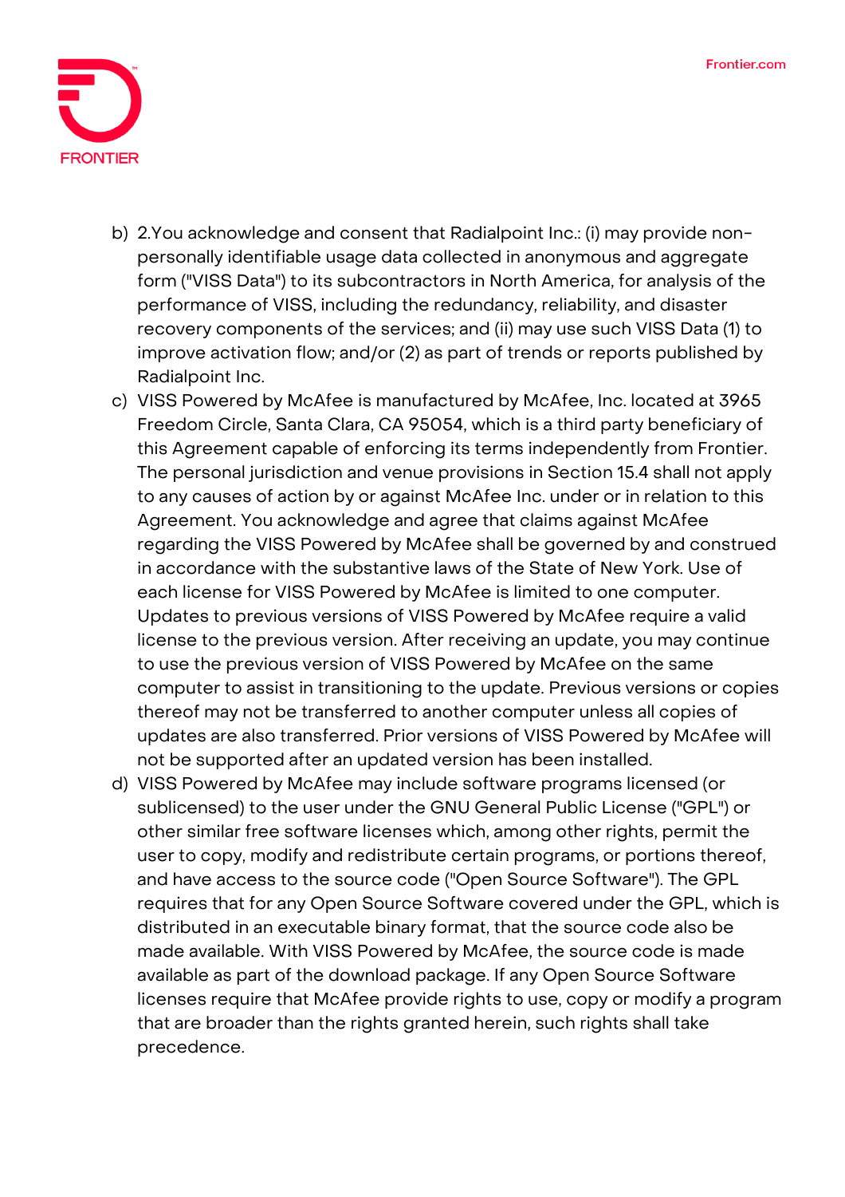b) 2.You acknowledge and consent that Radialpoint Inc.: (i) may provide non-personally identifiable usage data collected in anonymous and aggregate form ("VISS Data") to its subcontractors in North America, for analysis of the performance of VISS, including the redundancy, reliability, and disaster recovery components of the services; and (ii) may use such VISS Data (1) to improve activation flow; and/or (2) as part of trends or reports published by Radialpoint Inc.

c) VISS Powered by McAfee is manufactured by McAfee, Inc. located at 3965 Freedom Circle, Santa Clara, CA 95054, which is a third party beneficiary of this Agreement capable of enforcing its terms independently from Frontier. The personal jurisdiction and venue provisions in Section 15.4 shall not apply to any causes of action by or against McAfee Inc. under or in relation to this Agreement. You acknowledge and agree that claims against McAfee regarding the VISS Powered by McAfee shall be governed by and construed in accordance with the substantive laws of the State of New York. Use of each license for VISS Powered by McAfee is limited to one computer. Updates to previous versions of VISS Powered by McAfee require a valid license to the previous version. After receiving an update, you may continue to use the previous version of VISS Powered by McAfee on the same computer to assist in transitioning to the update. Previous versions or copies thereof may not be transferred to another computer unless all copies of updates are also transferred. Prior versions of VISS Powered by McAfee will not be supported after an updated version has been installed.

d) VISS Powered by McAfee may include software programs licensed (or sublicensed) to the user under the GNU General Public License ("GPL") or other similar free software licenses which, among other rights, permit the user to copy, modify and redistribute certain programs, or portions thereof, and have access to the source code ("Open Source Software"). The GPL requires that for any Open Source Software covered under the GPL, which is distributed in an executable binary format, that the source code also be made available. With VISS Powered by McAfee, the source code is made available as part of the download package. If any Open Source Software licenses require that McAfee provide rights to use, copy or modify a program that are broader than the rights granted herein, such rights shall take precedence.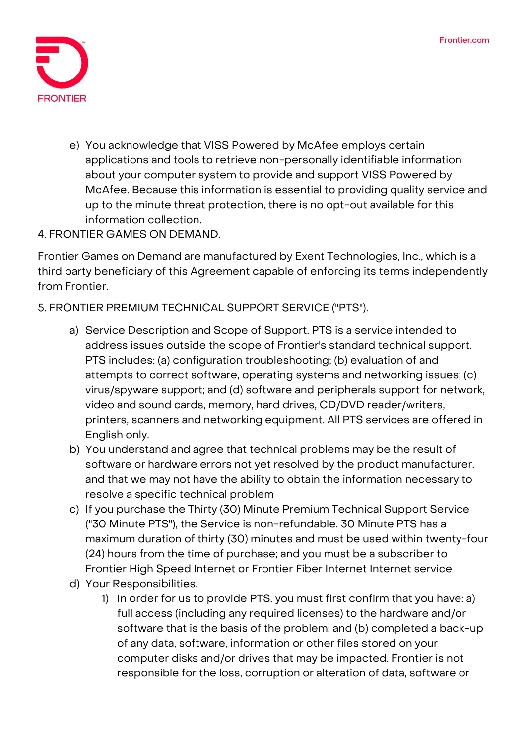e) You acknowledge that VISS Powered by McAfee employs certain applications and tools to retrieve non-personally identifiable information about your computer system to provide and support VISS Powered by McAfee. Because this information is essential to providing quality service and up to the minute threat protection, there is no opt-out available for this information collection.

4. FRONTIER GAMES ON DEMAND.

Frontier Games on Demand are manufactured by Exent Technologies, Inc., which is a third party beneficiary of this Agreement capable of enforcing its terms independently from Frontier.

5. FRONTIER PREMIUM TECHNICAL SUPPORT SERVICE ("PTS").

a) Service Description and Scope of Support. PTS is a service intended to address issues outside the scope of Frontier's standard technical support. PTS includes: (a) configuration troubleshooting; (b) evaluation of and attempts to correct software, operating systems and networking issues; (c) virus/spyware support; and (d) software and peripherals support for network, video and sound cards, memory, hard drives, CD/DVD reader/writers, printers, scanners and networking equipment. All PTS services are offered in English only.

b) You understand and agree that technical problems may be the result of software or hardware errors not yet resolved by the product manufacturer, and that we may not have the ability to obtain the information necessary to resolve a specific technical problem

c) If you purchase the Thirty (30) Minute Premium Technical Support Service ("30 Minute PTS"), the Service is non-refundable. 30 Minute PTS has a maximum duration of thirty (30) minutes and must be used within twenty-four (24) hours from the time of purchase; and you must be a subscriber to Frontier High Speed Internet or Frontier Fiber Internet Internet service

d) Your Responsibilities.

   1) In order for us to provide PTS, you must first confirm that you have: a) full access (including any required licenses) to the hardware and/or software that is the basis of the problem; and (b) completed a back-up of any data, software, information or other files stored on your computer disks and/or drives that may be impacted. Frontier is not responsible for the loss, corruption or alteration of data, software or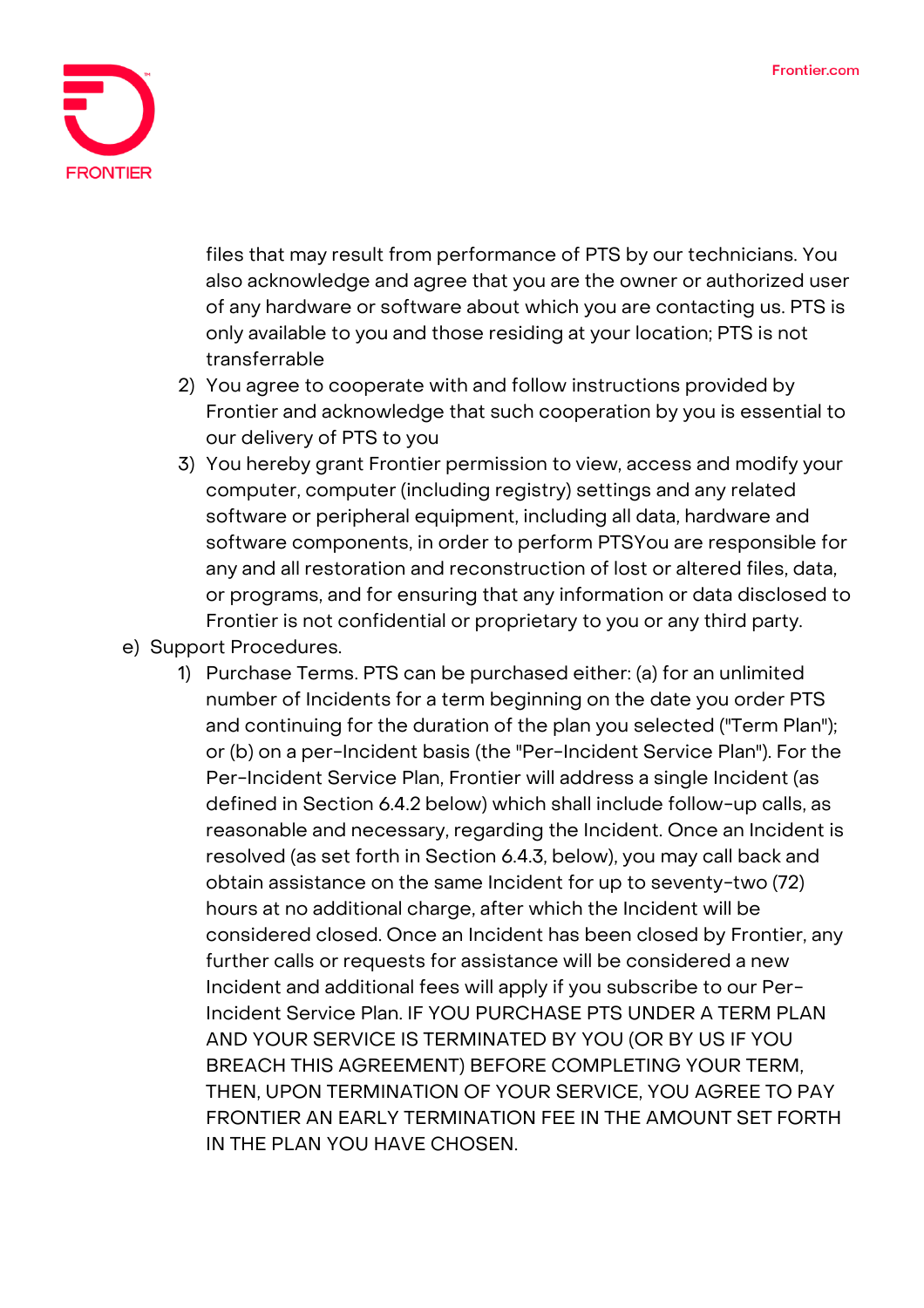files that may result from performance of PTS by our technicians. You also acknowledge and agree that you are the owner or authorized user of any hardware or software about which you are contacting us. PTS is only available to you and those residing at your location; PTS is not transferrable

2) You agree to cooperate with and follow instructions provided by Frontier and acknowledge that such cooperation by you is essential to our delivery of PTS to you
3) You hereby grant Frontier permission to view, access and modify your computer, computer (including registry) settings and any related software or peripheral equipment, including all data, hardware and software components, in order to perform PTSYou are responsible for any and all restoration and reconstruction of lost or altered files, data, or programs, and for ensuring that any information or data disclosed to Frontier is not confidential or proprietary to you or any third party.

e) Support Procedures.

1) Purchase Terms. PTS can be purchased either: (a) for an unlimited number of Incidents for a term beginning on the date you order PTS and continuing for the duration of the plan you selected ("Term Plan"); or (b) on a per-Incident basis (the "Per-Incident Service Plan"). For the Per-Incident Service Plan, Frontier will address a single Incident (as defined in Section 6.4.2 below) which shall include follow-up calls, as reasonable and necessary, regarding the Incident. Once an Incident is resolved (as set forth in Section 6.4.3, below), you may call back and obtain assistance on the same Incident for up to seventy-two (72) hours at no additional charge, after which the Incident will be considered closed. Once an Incident has been closed by Frontier, any further calls or requests for assistance will be considered a new Incident and additional fees will apply if you subscribe to our Per-Incident Service Plan. IF YOU PURCHASE PTS UNDER A TERM PLAN AND YOUR SERVICE IS TERMINATED BY YOU (OR BY US IF YOU BREACH THIS AGREEMENT) BEFORE COMPLETING YOUR TERM, THEN, UPON TERMINATION OF YOUR SERVICE, YOU AGREE TO PAY FRONTIER AN EARLY TERMINATION FEE IN THE AMOUNT SET FORTH IN THE PLAN YOU HAVE CHOSEN.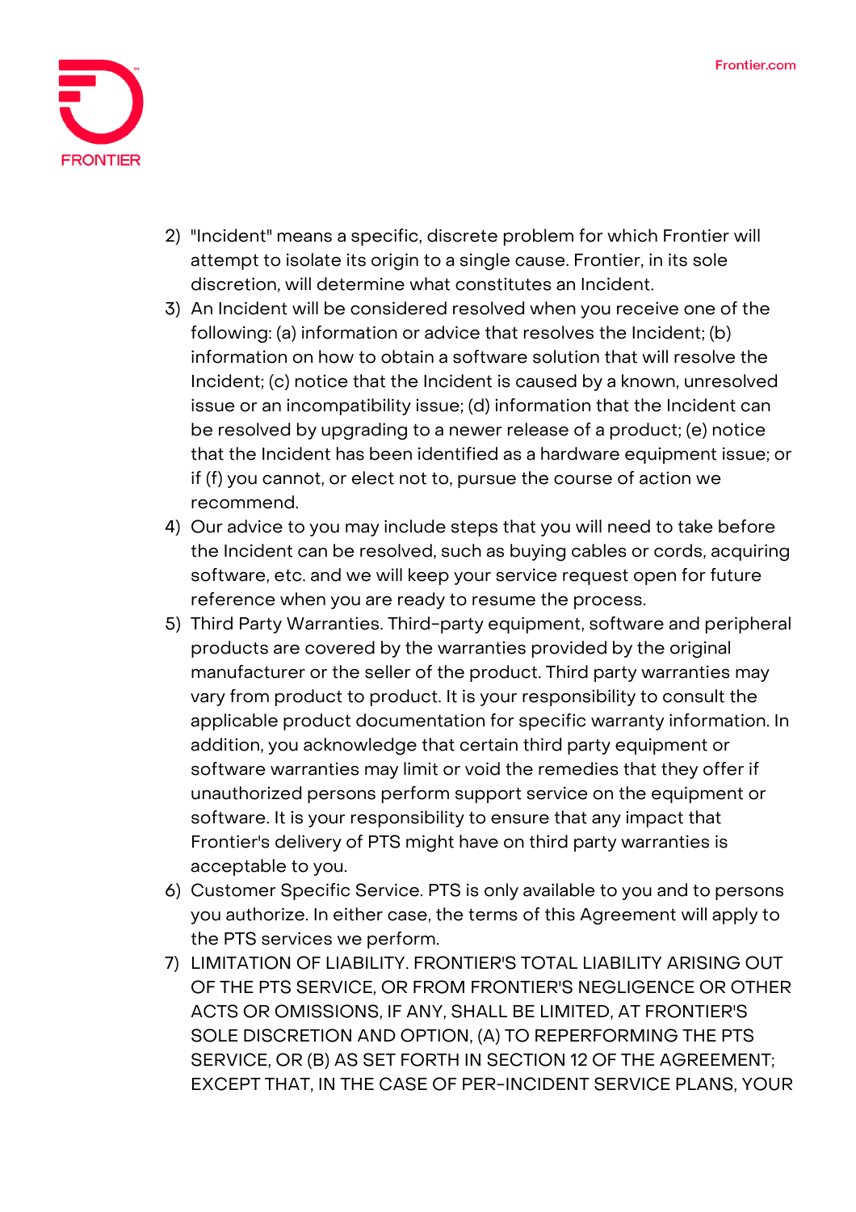2) "Incident" means a specific, discrete problem for which Frontier will attempt to isolate its origin to a single cause. Frontier, in its sole discretion, will determine what constitutes an Incident.
3) An Incident will be considered resolved when you receive one of the following: (a) information or advice that resolves the Incident; (b) information on how to obtain a software solution that will resolve the Incident; (c) notice that the Incident is caused by a known, unresolved issue or an incompatibility issue; (d) information that the Incident can be resolved by upgrading to a newer release of a product; (e) notice that the Incident has been identified as a hardware equipment issue; or if (f) you cannot, or elect not to, pursue the course of action we recommend.
4) Our advice to you may include steps that you will need to take before the Incident can be resolved, such as buying cables or cords, acquiring software, etc. and we will keep your service request open for future reference when you are ready to resume the process.
5) Third Party Warranties. Third-party equipment, software and peripheral products are covered by the warranties provided by the original manufacturer or the seller of the product. Third party warranties may vary from product to product. It is your responsibility to consult the applicable product documentation for specific warranty information. In addition, you acknowledge that certain third party equipment or software warranties may limit or void the remedies that they offer if unauthorized persons perform support service on the equipment or software. It is your responsibility to ensure that any impact that Frontier's delivery of PTS might have on third party warranties is acceptable to you.
6) Customer Specific Service. PTS is only available to you and to persons you authorize. In either case, the terms of this Agreement will apply to the PTS services we perform.
7) LIMITATION OF LIABILITY. FRONTIER'S TOTAL LIABILITY ARISING OUT OF THE PTS SERVICE, OR FROM FRONTIER'S NEGLIGENCE OR OTHER ACTS OR OMISSIONS, IF ANY, SHALL BE LIMITED, AT FRONTIER'S SOLE DISCRETION AND OPTION, (A) TO REPERFORMING THE PTS SERVICE, OR (B) AS SET FORTH IN SECTION 12 OF THE AGREEMENT; EXCEPT THAT, IN THE CASE OF PER-INCIDENT SERVICE PLANS, YOUR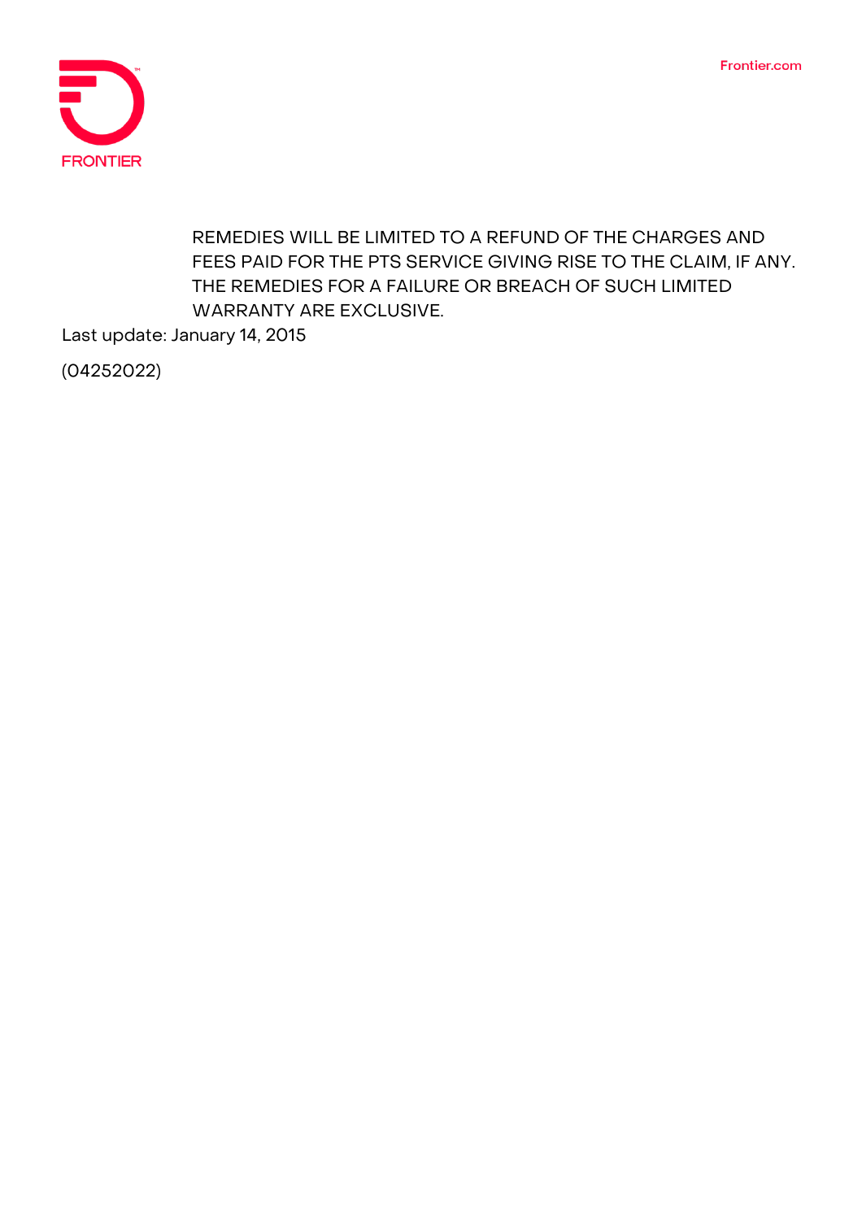REMEDIES WILL BE LIMITED TO A REFUND OF THE CHARGES AND FEES PAID FOR THE PTS SERVICE GIVING RISE TO THE CLAIM, IF ANY. THE REMEDIES FOR A FAILURE OR BREACH OF SUCH LIMITED WARRANTY ARE EXCLUSIVE.

Last update: January 14, 2015

(04252022)